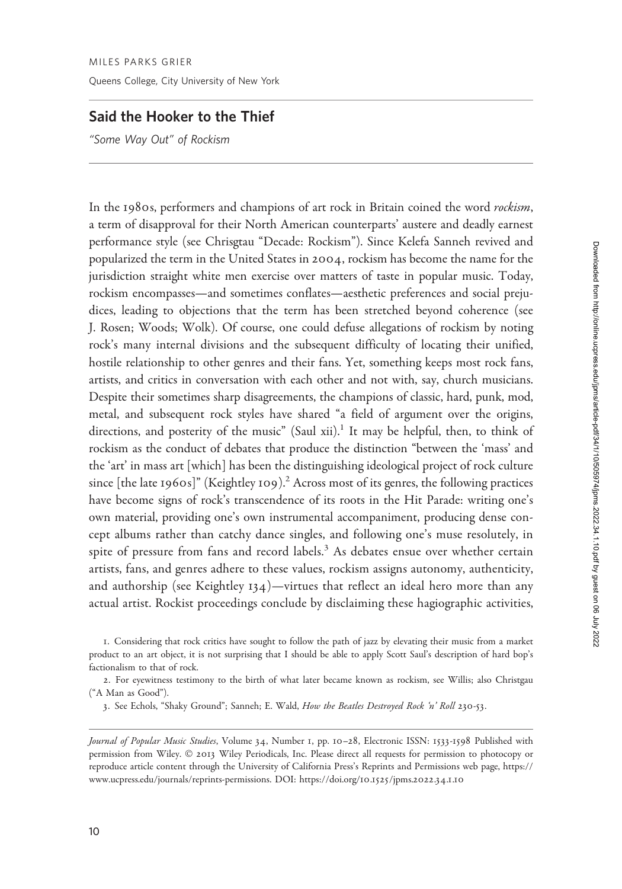MILES PARKS GRIER

Queens College, City University of New York

# Said the Hooker to the Thief

*"Some Way Out" of Rockism*

In the 1980s, performers and champions of art rock in Britain coined the word *rockism*, a term of disapproval for their North American counterparts' austere and deadly earnest performance style (see Chrisgtau "Decade: Rockism"). Since Kelefa Sanneh revived and popularized the term in the United States in 2004, rockism has become the name for the jurisdiction straight white men exercise over matters of taste in popular music. Today, rockism encompasses—and sometimes conflates—aesthetic preferences and social prejudices, leading to objections that the term has been stretched beyond coherence (see J. Rosen; Woods; Wolk). Of course, one could defuse allegations of rockism by noting rock's many internal divisions and the subsequent difficulty of locating their unified, hostile relationship to other genres and their fans. Yet, something keeps most rock fans, artists, and critics in conversation with each other and not with, say, church musicians. Despite their sometimes sharp disagreements, the champions of classic, hard, punk, mod, metal, and subsequent rock styles have shared "a field of argument over the origins, directions, and posterity of the music" (Saul xii).[1] It may be helpful, then, to think of rockism as the conduct of debates that produce the distinction "between the 'mass' and the 'art' in mass art [which] has been the distinguishing ideological project of rock culture since [the late 1960s]" (Keightley 109).[2] Across most of its genres, the following practices have become signs of rock's transcendence of its roots in the Hit Parade: writing one's own material, providing one's own instrumental accompaniment, producing dense concept albums rather than catchy dance singles, and following one's muse resolutely, in spite of pressure from fans and record labels.[3] As debates ensue over whether certain artists, fans, and genres adhere to these values, rockism assigns autonomy, authenticity, and authorship (see Keightley 134)—virtues that reflect an ideal hero more than any actual artist. Rockist proceedings conclude by disclaiming these hagiographic activities,

1. Considering that rock critics have sought to follow the path of jazz by elevating their music from a market product to an art object, it is not surprising that I should be able to apply Scott Saul's description of hard bop's factionalism to that of rock.

2. For eyewitness testimony to the birth of what later became known as rockism, see Willis; also Christgau ("A Man as Good").

3. See Echols, "Shaky Ground"; Sanneh; E. Wald, *How the Beatles Destroyed Rock 'n' Roll* 230-53.

*Journal of Popular Music Studies*, Volume 34, Number 1, pp. 10–28, Electronic ISSN: 1533-1598 Published with permission from Wiley. © 2013 Wiley Periodicals, Inc. Please direct all requests for permission to photocopy or reproduce article content through the University of California Press's Reprints and Permissions web page, https://www.ucpress.edu/journals/reprints-permissions. DOI: https://doi.org/10.1525/jpms.2022.34.1.10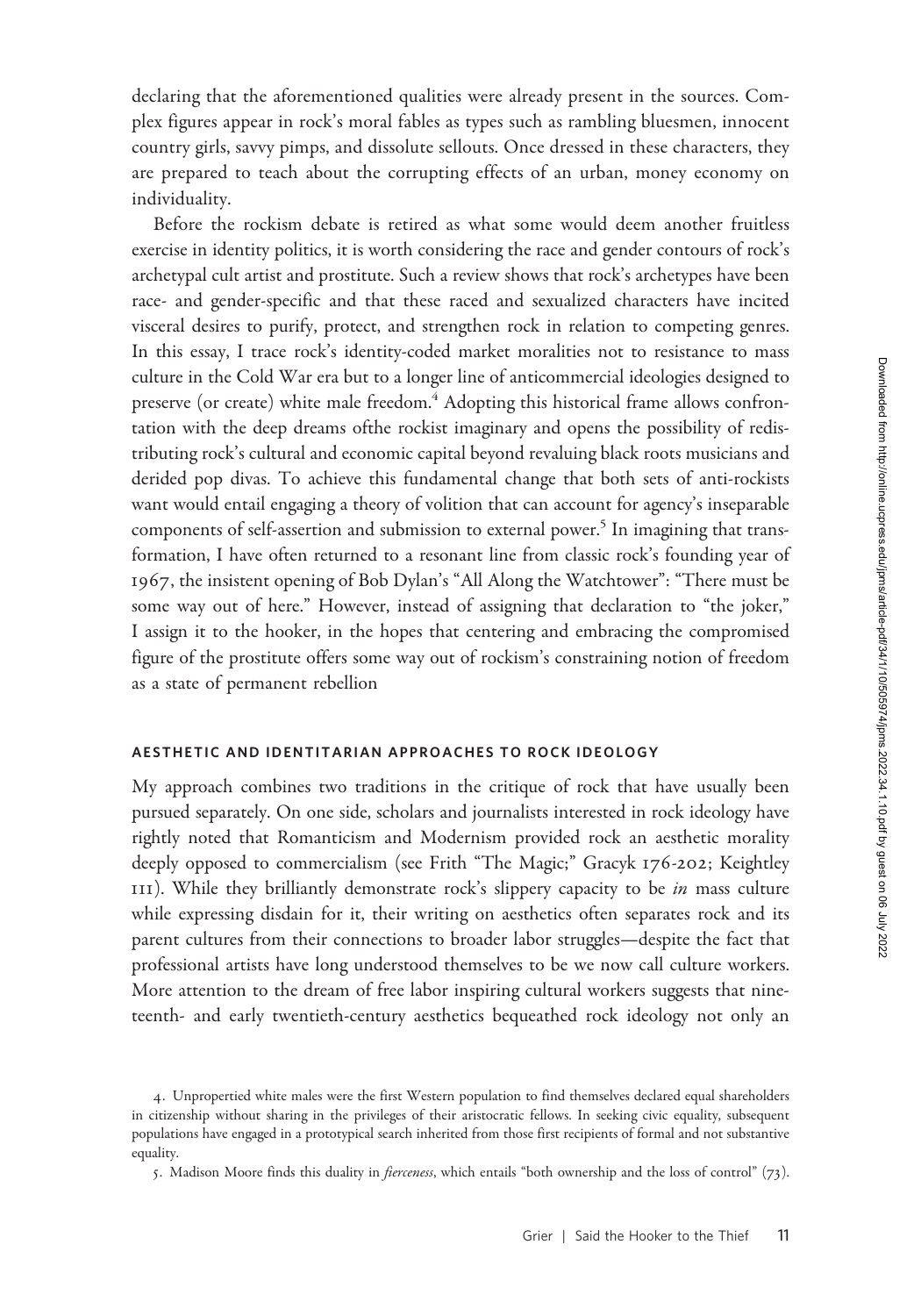declaring that the aforementioned qualities were already present in the sources. Complex figures appear in rock's moral fables as types such as rambling bluesmen, innocent country girls, savvy pimps, and dissolute sellouts. Once dressed in these characters, they are prepared to teach about the corrupting effects of an urban, money economy on individuality.

Before the rockism debate is retired as what some would deem another fruitless exercise in identity politics, it is worth considering the race and gender contours of rock's archetypal cult artist and prostitute. Such a review shows that rock's archetypes have been race- and gender-specific and that these raced and sexualized characters have incited visceral desires to purify, protect, and strengthen rock in relation to competing genres. In this essay, I trace rock's identity-coded market moralities not to resistance to mass culture in the Cold War era but to a longer line of anticommercial ideologies designed to preserve (or create) white male freedom.[4] Adopting this historical frame allows confrontation with the deep dreams ofthe rockist imaginary and opens the possibility of redistributing rock's cultural and economic capital beyond revaluing black roots musicians and derided pop divas. To achieve this fundamental change that both sets of anti-rockists want would entail engaging a theory of volition that can account for agency's inseparable components of self-assertion and submission to external power.[5] In imagining that transformation, I have often returned to a resonant line from classic rock's founding year of 1967, the insistent opening of Bob Dylan's "All Along the Watchtower": "There must be some way out of here." However, instead of assigning that declaration to "the joker," I assign it to the hooker, in the hopes that centering and embracing the compromised figure of the prostitute offers some way out of rockism's constraining notion of freedom as a state of permanent rebellion

## AESTHETIC AND IDENTITARIAN APPROACHES TO ROCK IDEOLOGY

My approach combines two traditions in the critique of rock that have usually been pursued separately. On one side, scholars and journalists interested in rock ideology have rightly noted that Romanticism and Modernism provided rock an aesthetic morality deeply opposed to commercialism (see Frith "The Magic;" Gracyk 176-202; Keightley 111). While they brilliantly demonstrate rock's slippery capacity to be *in* mass culture while expressing disdain for it, their writing on aesthetics often separates rock and its parent cultures from their connections to broader labor struggles—despite the fact that professional artists have long understood themselves to be we now call culture workers. More attention to the dream of free labor inspiring cultural workers suggests that nineteenth- and early twentieth-century aesthetics bequeathed rock ideology not only an

4. Unpropertied white males were the first Western population to find themselves declared equal shareholders in citizenship without sharing in the privileges of their aristocratic fellows. In seeking civic equality, subsequent populations have engaged in a prototypical search inherited from those first recipients of formal and not substantive equality.

5. Madison Moore finds this duality in *fierceness*, which entails "both ownership and the loss of control" (73).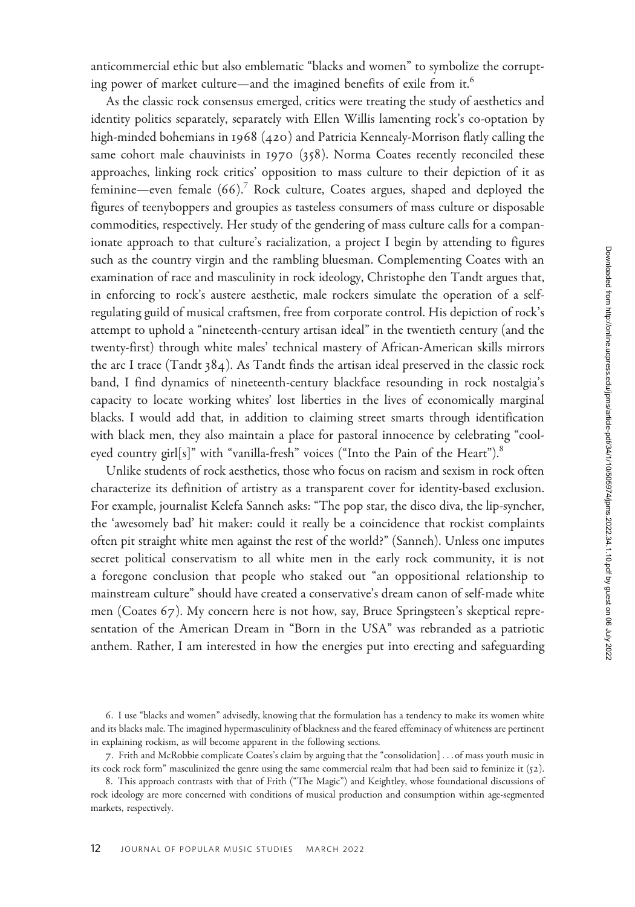anticommercial ethic but also emblematic "blacks and women" to symbolize the corrupting power of market culture—and the imagined benefits of exile from it.[6]

As the classic rock consensus emerged, critics were treating the study of aesthetics and identity politics separately, separately with Ellen Willis lamenting rock's co-optation by high-minded bohemians in 1968 (420) and Patricia Kennealy-Morrison flatly calling the same cohort male chauvinists in 1970 (358). Norma Coates recently reconciled these approaches, linking rock critics' opposition to mass culture to their depiction of it as feminine—even female (66).[7] Rock culture, Coates argues, shaped and deployed the figures of teenyboppers and groupies as tasteless consumers of mass culture or disposable commodities, respectively. Her study of the gendering of mass culture calls for a companionate approach to that culture's racialization, a project I begin by attending to figures such as the country virgin and the rambling bluesman. Complementing Coates with an examination of race and masculinity in rock ideology, Christophe den Tandt argues that, in enforcing to rock's austere aesthetic, male rockers simulate the operation of a self-regulating guild of musical craftsmen, free from corporate control. His depiction of rock's attempt to uphold a "nineteenth-century artisan ideal" in the twentieth century (and the twenty-first) through white males' technical mastery of African-American skills mirrors the arc I trace (Tandt 384). As Tandt finds the artisan ideal preserved in the classic rock band, I find dynamics of nineteenth-century blackface resounding in rock nostalgia's capacity to locate working whites' lost liberties in the lives of economically marginal blacks. I would add that, in addition to claiming street smarts through identification with black men, they also maintain a place for pastoral innocence by celebrating "cool-eyed country girl[s]" with "vanilla-fresh" voices ("Into the Pain of the Heart").[8]

Unlike students of rock aesthetics, those who focus on racism and sexism in rock often characterize its definition of artistry as a transparent cover for identity-based exclusion. For example, journalist Kelefa Sanneh asks: "The pop star, the disco diva, the lip-syncher, the 'awesomely bad' hit maker: could it really be a coincidence that rockist complaints often pit straight white men against the rest of the world?" (Sanneh). Unless one imputes secret political conservatism to all white men in the early rock community, it is not a foregone conclusion that people who staked out "an oppositional relationship to mainstream culture" should have created a conservative's dream canon of self-made white men (Coates 67). My concern here is not how, say, Bruce Springsteen's skeptical representation of the American Dream in "Born in the USA" was rebranded as a patriotic anthem. Rather, I am interested in how the energies put into erecting and safeguarding

6. I use "blacks and women" advisedly, knowing that the formulation has a tendency to make its women white and its blacks male. The imagined hypermasculinity of blackness and the feared effeminacy of whiteness are pertinent in explaining rockism, as will become apparent in the following sections.

7. Frith and McRobbie complicate Coates's claim by arguing that the "consolidation] . . . of mass youth music in its cock rock form" masculinized the genre using the same commercial realm that had been said to feminize it (52).

8. This approach contrasts with that of Frith ("The Magic") and Keightley, whose foundational discussions of rock ideology are more concerned with conditions of musical production and consumption within age-segmented markets, respectively.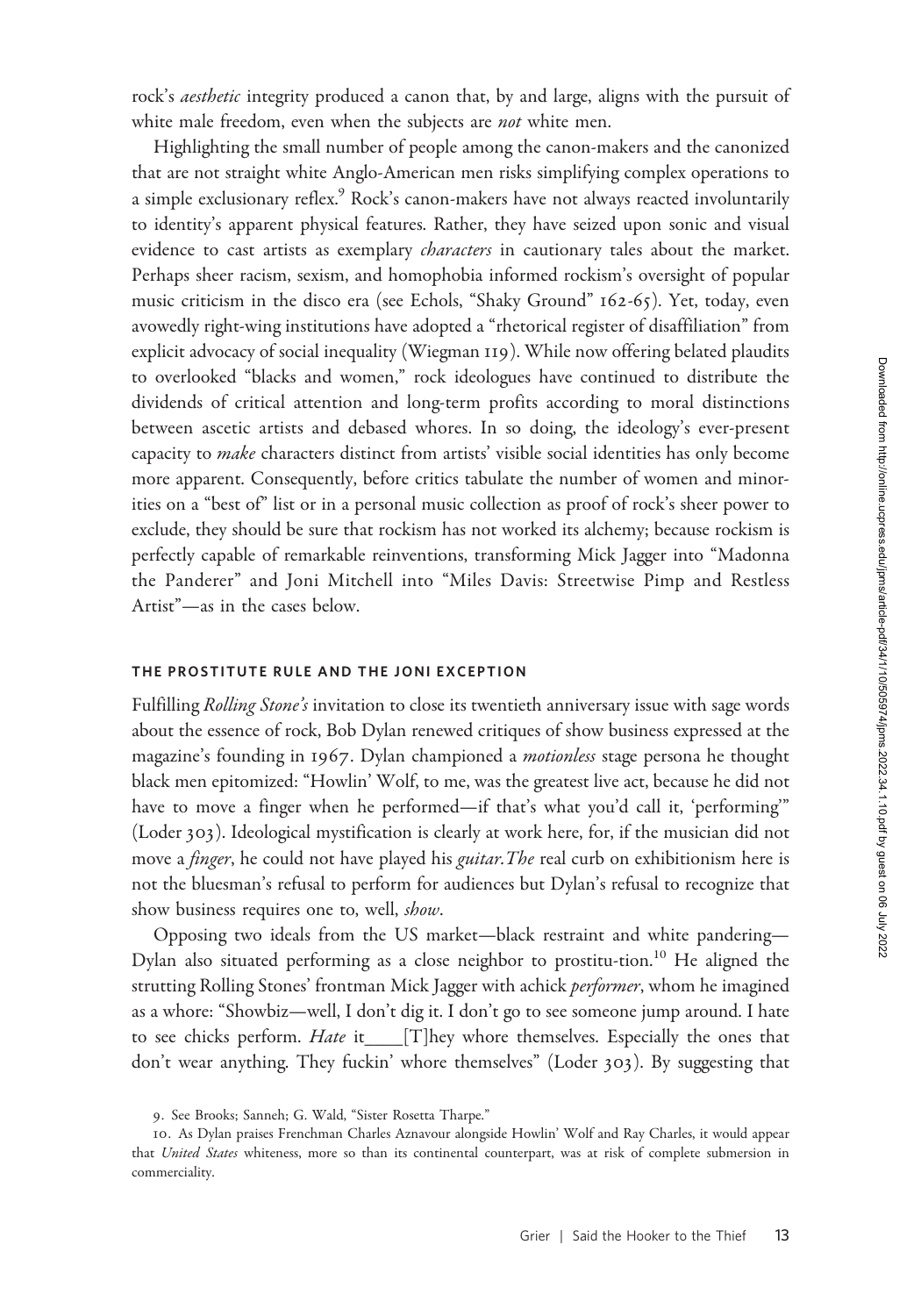rock's *aesthetic* integrity produced a canon that, by and large, aligns with the pursuit of white male freedom, even when the subjects are *not* white men.

Highlighting the small number of people among the canon-makers and the canonized that are not straight white Anglo-American men risks simplifying complex operations to a simple exclusionary reflex.[9] Rock's canon-makers have not always reacted involuntarily to identity's apparent physical features. Rather, they have seized upon sonic and visual evidence to cast artists as exemplary *characters* in cautionary tales about the market. Perhaps sheer racism, sexism, and homophobia informed rockism's oversight of popular music criticism in the disco era (see Echols, "Shaky Ground" 162-65). Yet, today, even avowedly right-wing institutions have adopted a "rhetorical register of disaffiliation" from explicit advocacy of social inequality (Wiegman 119). While now offering belated plaudits to overlooked "blacks and women," rock ideologues have continued to distribute the dividends of critical attention and long-term profits according to moral distinctions between ascetic artists and debased whores. In so doing, the ideology's ever-present capacity to *make* characters distinct from artists' visible social identities has only become more apparent. Consequently, before critics tabulate the number of women and minorities on a "best of" list or in a personal music collection as proof of rock's sheer power to exclude, they should be sure that rockism has not worked its alchemy; because rockism is perfectly capable of remarkable reinventions, transforming Mick Jagger into "Madonna the Panderer" and Joni Mitchell into "Miles Davis: Streetwise Pimp and Restless Artist"—as in the cases below.

## THE PROSTITUTE RULE AND THE JONI EXCEPTION

Fulfilling *Rolling Stone's* invitation to close its twentieth anniversary issue with sage words about the essence of rock, Bob Dylan renewed critiques of show business expressed at the magazine's founding in 1967. Dylan championed a *motionless* stage persona he thought black men epitomized: "Howlin' Wolf, to me, was the greatest live act, because he did not have to move a finger when he performed—if that's what you'd call it, 'performing'" (Loder 303). Ideological mystification is clearly at work here, for, if the musician did not move a *finger*, he could not have played his *guitar*.*The* real curb on exhibitionism here is not the bluesman's refusal to perform for audiences but Dylan's refusal to recognize that show business requires one to, well, *show*.

Opposing two ideals from the US market—black restraint and white pandering—Dylan also situated performing as a close neighbor to prostitu-tion.[10] He aligned the strutting Rolling Stones' frontman Mick Jagger with achick *performer*, whom he imagined as a whore: "Showbiz—well, I don't dig it. I don't go to see someone jump around. I hate to see chicks perform. *Hate* it____[T]hey whore themselves. Especially the ones that don't wear anything. They fuckin' whore themselves" (Loder 303). By suggesting that

9. See Brooks; Sanneh; G. Wald, "Sister Rosetta Tharpe."

10. As Dylan praises Frenchman Charles Aznavour alongside Howlin' Wolf and Ray Charles, it would appear that *United States* whiteness, more so than its continental counterpart, was at risk of complete submersion in commerciality.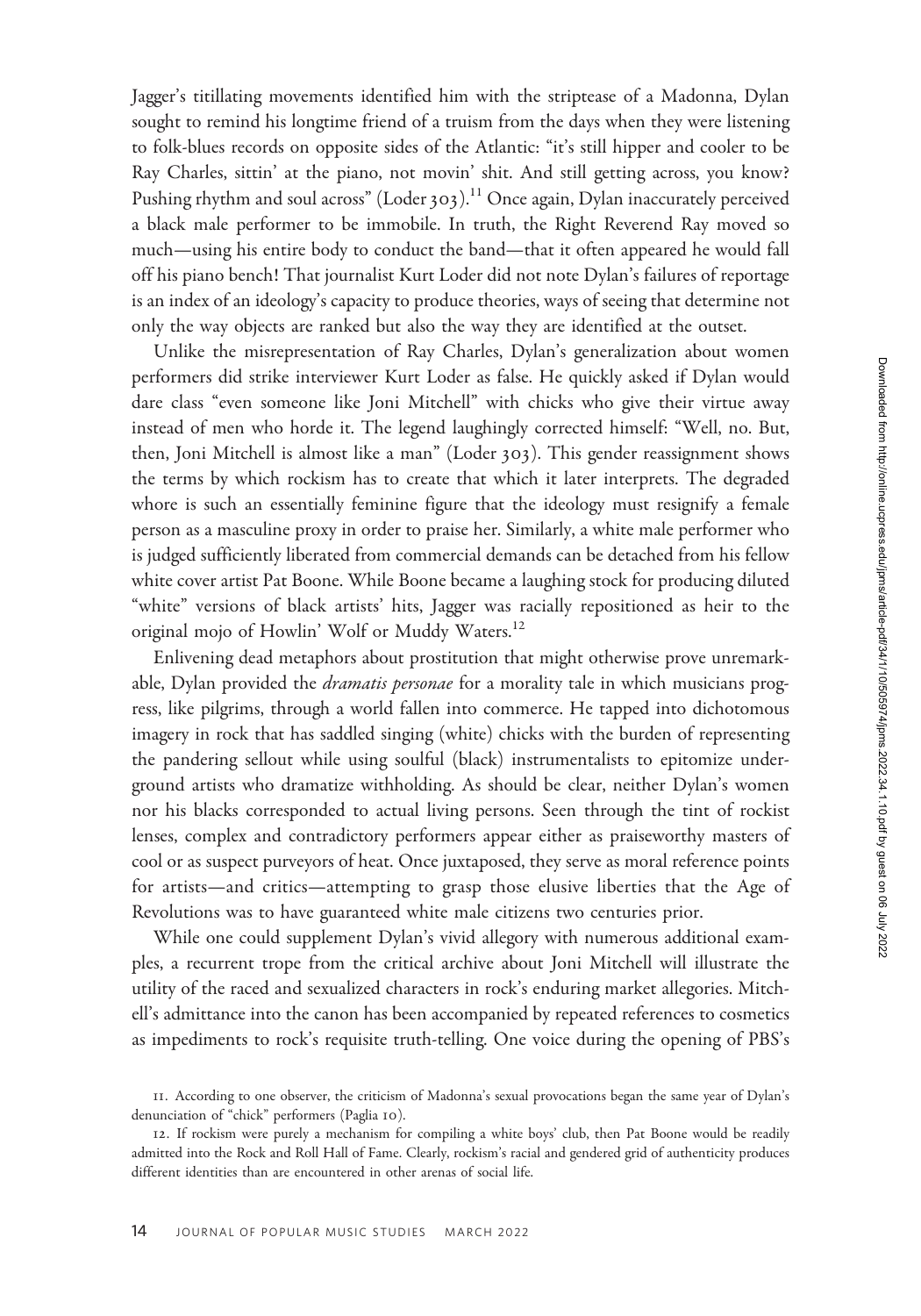Jagger's titillating movements identified him with the striptease of a Madonna, Dylan sought to remind his longtime friend of a truism from the days when they were listening to folk-blues records on opposite sides of the Atlantic: "it's still hipper and cooler to be Ray Charles, sittin' at the piano, not movin' shit. And still getting across, you know? Pushing rhythm and soul across" (Loder 303).[11] Once again, Dylan inaccurately perceived a black male performer to be immobile. In truth, the Right Reverend Ray moved so much—using his entire body to conduct the band—that it often appeared he would fall off his piano bench! That journalist Kurt Loder did not note Dylan's failures of reportage is an index of an ideology's capacity to produce theories, ways of seeing that determine not only the way objects are ranked but also the way they are identified at the outset.

Unlike the misrepresentation of Ray Charles, Dylan's generalization about women performers did strike interviewer Kurt Loder as false. He quickly asked if Dylan would dare class "even someone like Joni Mitchell" with chicks who give their virtue away instead of men who horde it. The legend laughingly corrected himself: "Well, no. But, then, Joni Mitchell is almost like a man" (Loder 303). This gender reassignment shows the terms by which rockism has to create that which it later interprets. The degraded whore is such an essentially feminine figure that the ideology must resignify a female person as a masculine proxy in order to praise her. Similarly, a white male performer who is judged sufficiently liberated from commercial demands can be detached from his fellow white cover artist Pat Boone. While Boone became a laughing stock for producing diluted "white" versions of black artists' hits, Jagger was racially repositioned as heir to the original mojo of Howlin' Wolf or Muddy Waters.[12]

Enlivening dead metaphors about prostitution that might otherwise prove unremarkable, Dylan provided the *dramatis personae* for a morality tale in which musicians progress, like pilgrims, through a world fallen into commerce. He tapped into dichotomous imagery in rock that has saddled singing (white) chicks with the burden of representing the pandering sellout while using soulful (black) instrumentalists to epitomize underground artists who dramatize withholding. As should be clear, neither Dylan's women nor his blacks corresponded to actual living persons. Seen through the tint of rockist lenses, complex and contradictory performers appear either as praiseworthy masters of cool or as suspect purveyors of heat. Once juxtaposed, they serve as moral reference points for artists—and critics—attempting to grasp those elusive liberties that the Age of Revolutions was to have guaranteed white male citizens two centuries prior.

While one could supplement Dylan's vivid allegory with numerous additional examples, a recurrent trope from the critical archive about Joni Mitchell will illustrate the utility of the raced and sexualized characters in rock's enduring market allegories. Mitchell's admittance into the canon has been accompanied by repeated references to cosmetics as impediments to rock's requisite truth-telling. One voice during the opening of PBS's

11. According to one observer, the criticism of Madonna's sexual provocations began the same year of Dylan's denunciation of "chick" performers (Paglia 10).

12. If rockism were purely a mechanism for compiling a white boys' club, then Pat Boone would be readily admitted into the Rock and Roll Hall of Fame. Clearly, rockism's racial and gendered grid of authenticity produces different identities than are encountered in other arenas of social life.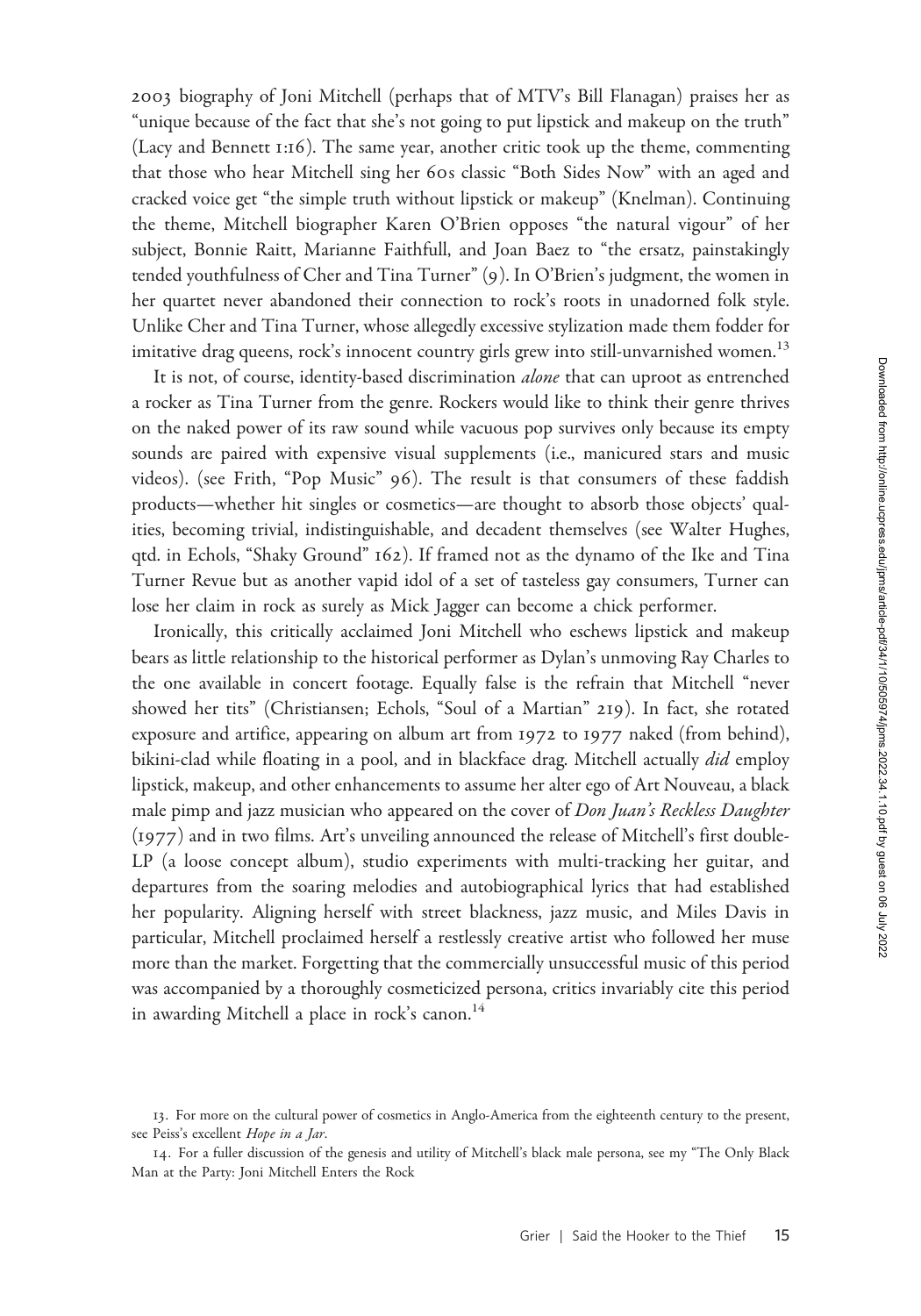2003 biography of Joni Mitchell (perhaps that of MTV's Bill Flanagan) praises her as "unique because of the fact that she's not going to put lipstick and makeup on the truth" (Lacy and Bennett 1:16). The same year, another critic took up the theme, commenting that those who hear Mitchell sing her 60s classic "Both Sides Now" with an aged and cracked voice get "the simple truth without lipstick or makeup" (Knelman). Continuing the theme, Mitchell biographer Karen O'Brien opposes "the natural vigour" of her subject, Bonnie Raitt, Marianne Faithfull, and Joan Baez to "the ersatz, painstakingly tended youthfulness of Cher and Tina Turner" (9). In O'Brien's judgment, the women in her quartet never abandoned their connection to rock's roots in unadorned folk style. Unlike Cher and Tina Turner, whose allegedly excessive stylization made them fodder for imitative drag queens, rock's innocent country girls grew into still-unvarnished women.[13]

It is not, of course, identity-based discrimination *alone* that can uproot as entrenched a rocker as Tina Turner from the genre. Rockers would like to think their genre thrives on the naked power of its raw sound while vacuous pop survives only because its empty sounds are paired with expensive visual supplements (i.e., manicured stars and music videos). (see Frith, "Pop Music" 96). The result is that consumers of these faddish products—whether hit singles or cosmetics—are thought to absorb those objects' qualities, becoming trivial, indistinguishable, and decadent themselves (see Walter Hughes, qtd. in Echols, "Shaky Ground" 162). If framed not as the dynamo of the Ike and Tina Turner Revue but as another vapid idol of a set of tasteless gay consumers, Turner can lose her claim in rock as surely as Mick Jagger can become a chick performer.

Ironically, this critically acclaimed Joni Mitchell who eschews lipstick and makeup bears as little relationship to the historical performer as Dylan's unmoving Ray Charles to the one available in concert footage. Equally false is the refrain that Mitchell "never showed her tits" (Christiansen; Echols, "Soul of a Martian" 219). In fact, she rotated exposure and artifice, appearing on album art from 1972 to 1977 naked (from behind), bikini-clad while floating in a pool, and in blackface drag. Mitchell actually *did* employ lipstick, makeup, and other enhancements to assume her alter ego of Art Nouveau, a black male pimp and jazz musician who appeared on the cover of *Don Juan's Reckless Daughter* (1977) and in two films. Art's unveiling announced the release of Mitchell's first double-LP (a loose concept album), studio experiments with multi-tracking her guitar, and departures from the soaring melodies and autobiographical lyrics that had established her popularity. Aligning herself with street blackness, jazz music, and Miles Davis in particular, Mitchell proclaimed herself a restlessly creative artist who followed her muse more than the market. Forgetting that the commercially unsuccessful music of this period was accompanied by a thoroughly cosmeticized persona, critics invariably cite this period in awarding Mitchell a place in rock's canon.[14]

13. For more on the cultural power of cosmetics in Anglo-America from the eighteenth century to the present, see Peiss's excellent *Hope in a Jar*.

14. For a fuller discussion of the genesis and utility of Mitchell's black male persona, see my "The Only Black Man at the Party: Joni Mitchell Enters the Rock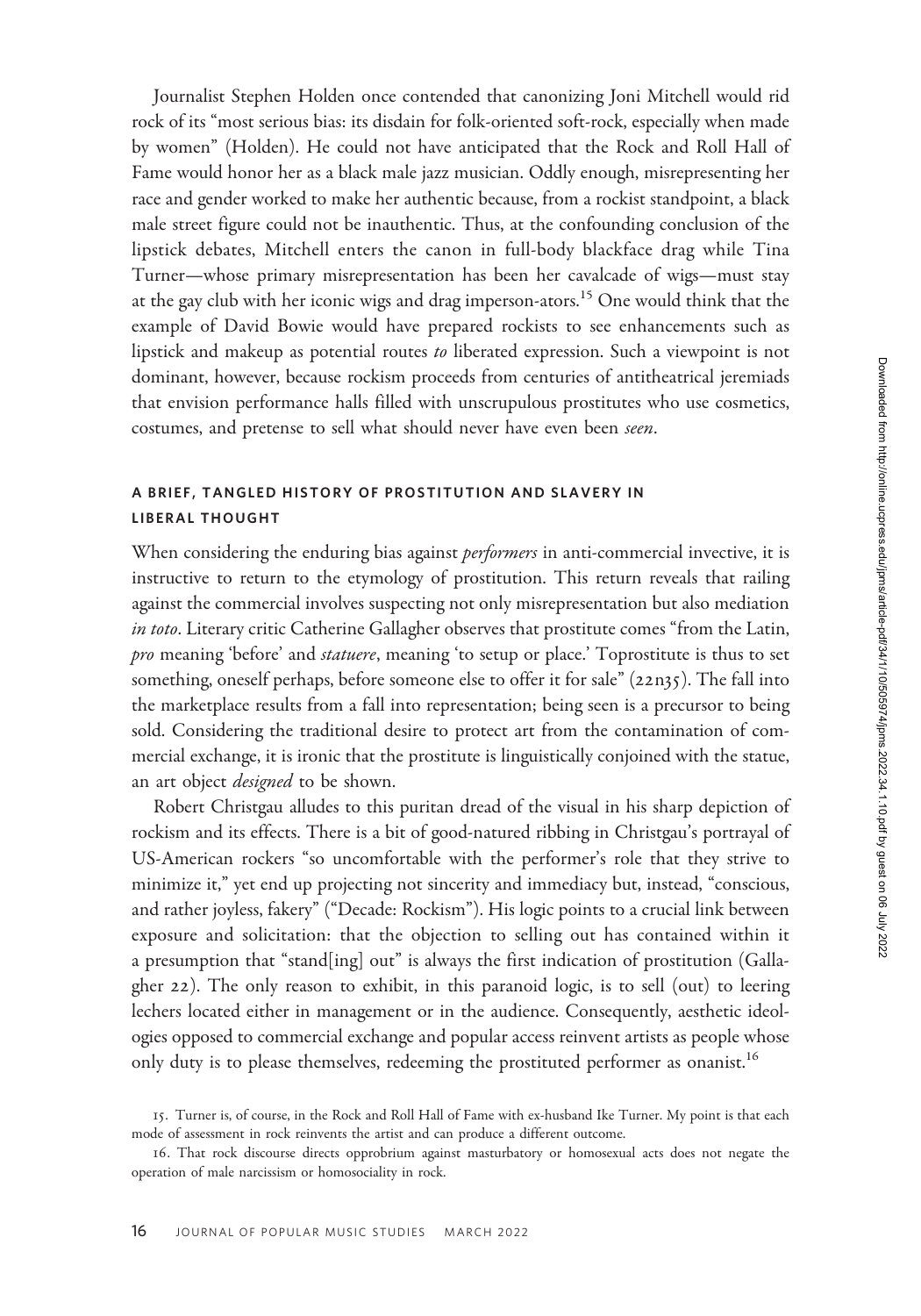Journalist Stephen Holden once contended that canonizing Joni Mitchell would rid rock of its "most serious bias: its disdain for folk-oriented soft-rock, especially when made by women" (Holden). He could not have anticipated that the Rock and Roll Hall of Fame would honor her as a black male jazz musician. Oddly enough, misrepresenting her race and gender worked to make her authentic because, from a rockist standpoint, a black male street figure could not be inauthentic. Thus, at the confounding conclusion of the lipstick debates, Mitchell enters the canon in full-body blackface drag while Tina Turner—whose primary misrepresentation has been her cavalcade of wigs—must stay at the gay club with her iconic wigs and drag imperson-ators.[15] One would think that the example of David Bowie would have prepared rockists to see enhancements such as lipstick and makeup as potential routes *to* liberated expression. Such a viewpoint is not dominant, however, because rockism proceeds from centuries of antitheatrical jeremiads that envision performance halls filled with unscrupulous prostitutes who use cosmetics, costumes, and pretense to sell what should never have even been *seen*.

## A BRIEF, TANGLED HISTORY OF PROSTITUTION AND SLAVERY IN LIBERAL THOUGHT

When considering the enduring bias against *performers* in anti-commercial invective, it is instructive to return to the etymology of prostitution. This return reveals that railing against the commercial involves suspecting not only misrepresentation but also mediation *in toto*. Literary critic Catherine Gallagher observes that prostitute comes "from the Latin, *pro* meaning 'before' and *statuere*, meaning 'to setup or place.' Toprostitute is thus to set something, oneself perhaps, before someone else to offer it for sale" (22n35). The fall into the marketplace results from a fall into representation; being seen is a precursor to being sold. Considering the traditional desire to protect art from the contamination of commercial exchange, it is ironic that the prostitute is linguistically conjoined with the statue, an art object *designed* to be shown.

Robert Christgau alludes to this puritan dread of the visual in his sharp depiction of rockism and its effects. There is a bit of good-natured ribbing in Christgau's portrayal of US-American rockers "so uncomfortable with the performer's role that they strive to minimize it," yet end up projecting not sincerity and immediacy but, instead, "conscious, and rather joyless, fakery" ("Decade: Rockism"). His logic points to a crucial link between exposure and solicitation: that the objection to selling out has contained within it a presumption that "stand[ing] out" is always the first indication of prostitution (Gallagher 22). The only reason to exhibit, in this paranoid logic, is to sell (out) to leering lechers located either in management or in the audience. Consequently, aesthetic ideologies opposed to commercial exchange and popular access reinvent artists as people whose only duty is to please themselves, redeeming the prostituted performer as onanist.[16]

15. Turner is, of course, in the Rock and Roll Hall of Fame with ex-husband Ike Turner. My point is that each mode of assessment in rock reinvents the artist and can produce a different outcome.

16. That rock discourse directs opprobrium against masturbatory or homosexual acts does not negate the operation of male narcissism or homosociality in rock.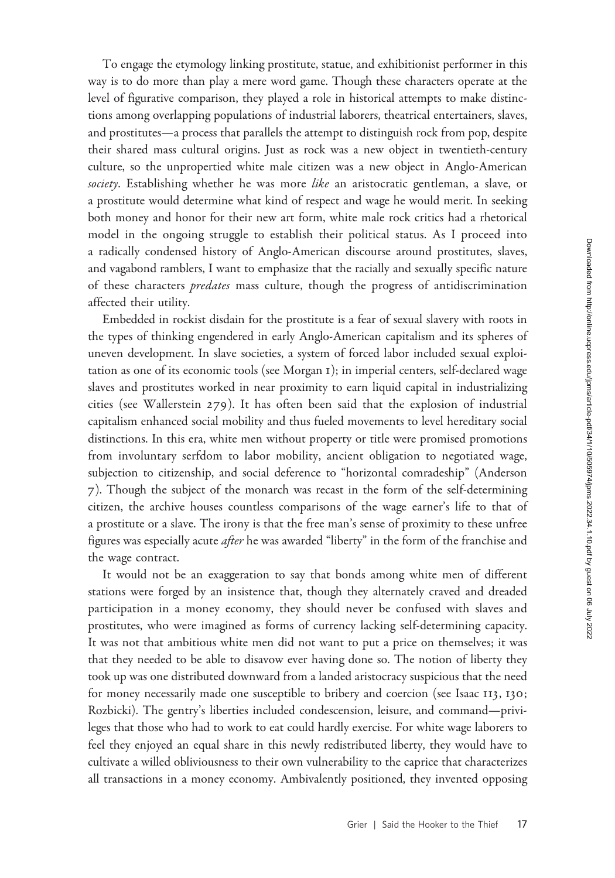To engage the etymology linking prostitute, statue, and exhibitionist performer in this way is to do more than play a mere word game. Though these characters operate at the level of figurative comparison, they played a role in historical attempts to make distinctions among overlapping populations of industrial laborers, theatrical entertainers, slaves, and prostitutes—a process that parallels the attempt to distinguish rock from pop, despite their shared mass cultural origins. Just as rock was a new object in twentieth-century culture, so the unpropertied white male citizen was a new object in Anglo-American *society*. Establishing whether he was more *like* an aristocratic gentleman, a slave, or a prostitute would determine what kind of respect and wage he would merit. In seeking both money and honor for their new art form, white male rock critics had a rhetorical model in the ongoing struggle to establish their political status. As I proceed into a radically condensed history of Anglo-American discourse around prostitutes, slaves, and vagabond ramblers, I want to emphasize that the racially and sexually specific nature of these characters *predates* mass culture, though the progress of antidiscrimination affected their utility.

Embedded in rockist disdain for the prostitute is a fear of sexual slavery with roots in the types of thinking engendered in early Anglo-American capitalism and its spheres of uneven development. In slave societies, a system of forced labor included sexual exploitation as one of its economic tools (see Morgan 1); in imperial centers, self-declared wage slaves and prostitutes worked in near proximity to earn liquid capital in industrializing cities (see Wallerstein 279). It has often been said that the explosion of industrial capitalism enhanced social mobility and thus fueled movements to level hereditary social distinctions. In this era, white men without property or title were promised promotions from involuntary serfdom to labor mobility, ancient obligation to negotiated wage, subjection to citizenship, and social deference to "horizontal comradeship" (Anderson 7). Though the subject of the monarch was recast in the form of the self-determining citizen, the archive houses countless comparisons of the wage earner's life to that of a prostitute or a slave. The irony is that the free man's sense of proximity to these unfree figures was especially acute *after* he was awarded "liberty" in the form of the franchise and the wage contract.

It would not be an exaggeration to say that bonds among white men of different stations were forged by an insistence that, though they alternately craved and dreaded participation in a money economy, they should never be confused with slaves and prostitutes, who were imagined as forms of currency lacking self-determining capacity. It was not that ambitious white men did not want to put a price on themselves; it was that they needed to be able to disavow ever having done so. The notion of liberty they took up was one distributed downward from a landed aristocracy suspicious that the need for money necessarily made one susceptible to bribery and coercion (see Isaac 113, 130; Rozbicki). The gentry's liberties included condescension, leisure, and command—privileges that those who had to work to eat could hardly exercise. For white wage laborers to feel they enjoyed an equal share in this newly redistributed liberty, they would have to cultivate a willed obliviousness to their own vulnerability to the caprice that characterizes all transactions in a money economy. Ambivalently positioned, they invented opposing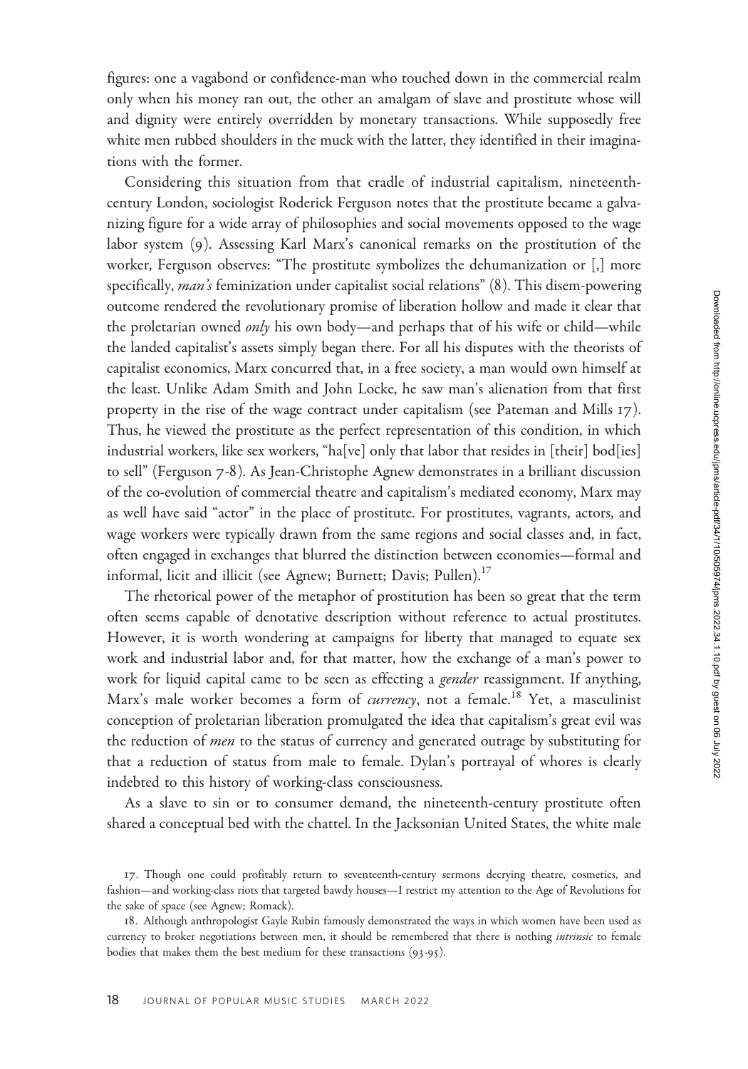figures: one a vagabond or confidence-man who touched down in the commercial realm only when his money ran out, the other an amalgam of slave and prostitute whose will and dignity were entirely overridden by monetary transactions. While supposedly free white men rubbed shoulders in the muck with the latter, they identified in their imaginations with the former.

Considering this situation from that cradle of industrial capitalism, nineteenth-century London, sociologist Roderick Ferguson notes that the prostitute became a galvanizing figure for a wide array of philosophies and social movements opposed to the wage labor system (9). Assessing Karl Marx's canonical remarks on the prostitution of the worker, Ferguson observes: "The prostitute symbolizes the dehumanization or [,] more specifically, *man's* feminization under capitalist social relations" (8). This disem-powering outcome rendered the revolutionary promise of liberation hollow and made it clear that the proletarian owned *only* his own body—and perhaps that of his wife or child—while the landed capitalist's assets simply began there. For all his disputes with the theorists of capitalist economics, Marx concurred that, in a free society, a man would own himself at the least. Unlike Adam Smith and John Locke, he saw man's alienation from that first property in the rise of the wage contract under capitalism (see Pateman and Mills 17). Thus, he viewed the prostitute as the perfect representation of this condition, in which industrial workers, like sex workers, "ha[ve] only that labor that resides in [their] bod[ies] to sell" (Ferguson 7-8). As Jean-Christophe Agnew demonstrates in a brilliant discussion of the co-evolution of commercial theatre and capitalism's mediated economy, Marx may as well have said "actor" in the place of prostitute. For prostitutes, vagrants, actors, and wage workers were typically drawn from the same regions and social classes and, in fact, often engaged in exchanges that blurred the distinction between economies—formal and informal, licit and illicit (see Agnew; Burnett; Davis; Pullen).[17]

The rhetorical power of the metaphor of prostitution has been so great that the term often seems capable of denotative description without reference to actual prostitutes. However, it is worth wondering at campaigns for liberty that managed to equate sex work and industrial labor and, for that matter, how the exchange of a man's power to work for liquid capital came to be seen as effecting a *gender* reassignment. If anything, Marx's male worker becomes a form of *currency*, not a female.[18] Yet, a masculinist conception of proletarian liberation promulgated the idea that capitalism's great evil was the reduction of *men* to the status of currency and generated outrage by substituting for that a reduction of status from male to female. Dylan's portrayal of whores is clearly indebted to this history of working-class consciousness.

As a slave to sin or to consumer demand, the nineteenth-century prostitute often shared a conceptual bed with the chattel. In the Jacksonian United States, the white male

17. Though one could profitably return to seventeenth-century sermons decrying theatre, cosmetics, and fashion—and working-class riots that targeted bawdy houses—I restrict my attention to the Age of Revolutions for the sake of space (see Agnew; Romack).

18. Although anthropologist Gayle Rubin famously demonstrated the ways in which women have been used as currency to broker negotiations between men, it should be remembered that there is nothing *intrinsic* to female bodies that makes them the best medium for these transactions (93-95).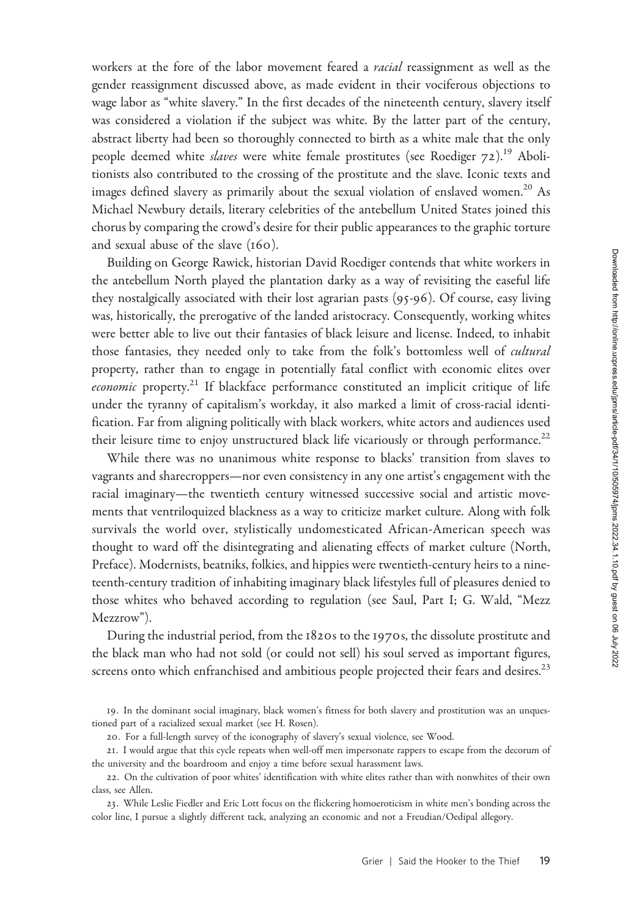workers at the fore of the labor movement feared a *racial* reassignment as well as the gender reassignment discussed above, as made evident in their vociferous objections to wage labor as "white slavery." In the first decades of the nineteenth century, slavery itself was considered a violation if the subject was white. By the latter part of the century, abstract liberty had been so thoroughly connected to birth as a white male that the only people deemed white *slaves* were white female prostitutes (see Roediger 72).[19] Abolitionists also contributed to the crossing of the prostitute and the slave. Iconic texts and images defined slavery as primarily about the sexual violation of enslaved women.[20] As Michael Newbury details, literary celebrities of the antebellum United States joined this chorus by comparing the crowd's desire for their public appearances to the graphic torture and sexual abuse of the slave (160).

Building on George Rawick, historian David Roediger contends that white workers in the antebellum North played the plantation darky as a way of revisiting the easeful life they nostalgically associated with their lost agrarian pasts (95-96). Of course, easy living was, historically, the prerogative of the landed aristocracy. Consequently, working whites were better able to live out their fantasies of black leisure and license. Indeed, to inhabit those fantasies, they needed only to take from the folk's bottomless well of *cultural* property, rather than to engage in potentially fatal conflict with economic elites over *economic* property.[21] If blackface performance constituted an implicit critique of life under the tyranny of capitalism's workday, it also marked a limit of cross-racial identification. Far from aligning politically with black workers, white actors and audiences used their leisure time to enjoy unstructured black life vicariously or through performance.[22]

While there was no unanimous white response to blacks' transition from slaves to vagrants and sharecroppers—nor even consistency in any one artist's engagement with the racial imaginary—the twentieth century witnessed successive social and artistic movements that ventriloquized blackness as a way to criticize market culture. Along with folk survivals the world over, stylistically undomesticated African-American speech was thought to ward off the disintegrating and alienating effects of market culture (North, Preface). Modernists, beatniks, folkies, and hippies were twentieth-century heirs to a nineteenth-century tradition of inhabiting imaginary black lifestyles full of pleasures denied to those whites who behaved according to regulation (see Saul, Part I; G. Wald, "Mezz Mezzrow").

During the industrial period, from the 1820s to the 1970s, the dissolute prostitute and the black man who had not sold (or could not sell) his soul served as important figures, screens onto which enfranchised and ambitious people projected their fears and desires.[23]

19. In the dominant social imaginary, black women's fitness for both slavery and prostitution was an unquestioned part of a racialized sexual market (see H. Rosen).

20. For a full-length survey of the iconography of slavery's sexual violence, see Wood.

21. I would argue that this cycle repeats when well-off men impersonate rappers to escape from the decorum of the university and the boardroom and enjoy a time before sexual harassment laws.

22. On the cultivation of poor whites' identification with white elites rather than with nonwhites of their own class, see Allen.

23. While Leslie Fiedler and Eric Lott focus on the flickering homoeroticism in white men's bonding across the color line, I pursue a slightly different tack, analyzing an economic and not a Freudian/Oedipal allegory.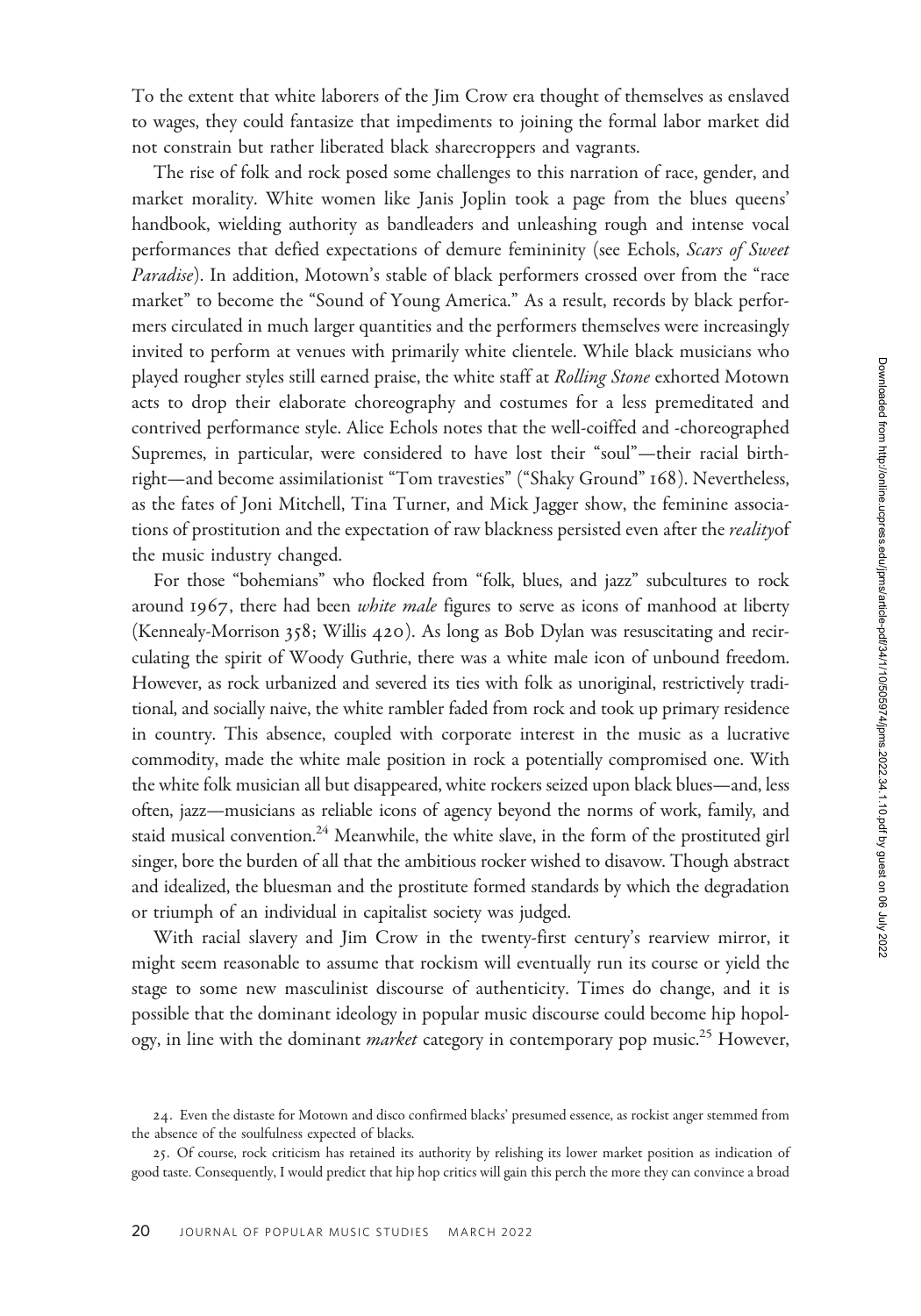To the extent that white laborers of the Jim Crow era thought of themselves as enslaved to wages, they could fantasize that impediments to joining the formal labor market did not constrain but rather liberated black sharecroppers and vagrants.

The rise of folk and rock posed some challenges to this narration of race, gender, and market morality. White women like Janis Joplin took a page from the blues queens' handbook, wielding authority as bandleaders and unleashing rough and intense vocal performances that defied expectations of demure femininity (see Echols, *Scars of Sweet Paradise*). In addition, Motown's stable of black performers crossed over from the "race market" to become the "Sound of Young America." As a result, records by black performers circulated in much larger quantities and the performers themselves were increasingly invited to perform at venues with primarily white clientele. While black musicians who played rougher styles still earned praise, the white staff at *Rolling Stone* exhorted Motown acts to drop their elaborate choreography and costumes for a less premeditated and contrived performance style. Alice Echols notes that the well-coiffed and -choreographed Supremes, in particular, were considered to have lost their "soul"—their racial birthright—and become assimilationist "Tom travesties" ("Shaky Ground" 168). Nevertheless, as the fates of Joni Mitchell, Tina Turner, and Mick Jagger show, the feminine associations of prostitution and the expectation of raw blackness persisted even after the *reality*of the music industry changed.

For those "bohemians" who flocked from "folk, blues, and jazz" subcultures to rock around 1967, there had been *white male* figures to serve as icons of manhood at liberty (Kenneally-Morrison 358; Willis 420). As long as Bob Dylan was resuscitating and recirculating the spirit of Woody Guthrie, there was a white male icon of unbound freedom. However, as rock urbanized and severed its ties with folk as unoriginal, restrictively traditional, and socially naive, the white rambler faded from rock and took up primary residence in country. This absence, coupled with corporate interest in the music as a lucrative commodity, made the white male position in rock a potentially compromised one. With the white folk musician all but disappeared, white rockers seized upon black blues—and, less often, jazz—musicians as reliable icons of agency beyond the norms of work, family, and staid musical convention.[24] Meanwhile, the white slave, in the form of the prostituted girl singer, bore the burden of all that the ambitious rocker wished to disavow. Though abstract and idealized, the bluesman and the prostitute formed standards by which the degradation or triumph of an individual in capitalist society was judged.

With racial slavery and Jim Crow in the twenty-first century's rearview mirror, it might seem reasonable to assume that rockism will eventually run its course or yield the stage to some new masculinist discourse of authenticity. Times do change, and it is possible that the dominant ideology in popular music discourse could become hip hopology, in line with the dominant *market* category in contemporary pop music.[25] However,

24. Even the distaste for Motown and disco confirmed blacks' presumed essence, as rockist anger stemmed from the absence of the soulfulness expected of blacks.

25. Of course, rock criticism has retained its authority by relishing its lower market position as indication of good taste. Consequently, I would predict that hip hop critics will gain this perch the more they can convince a broad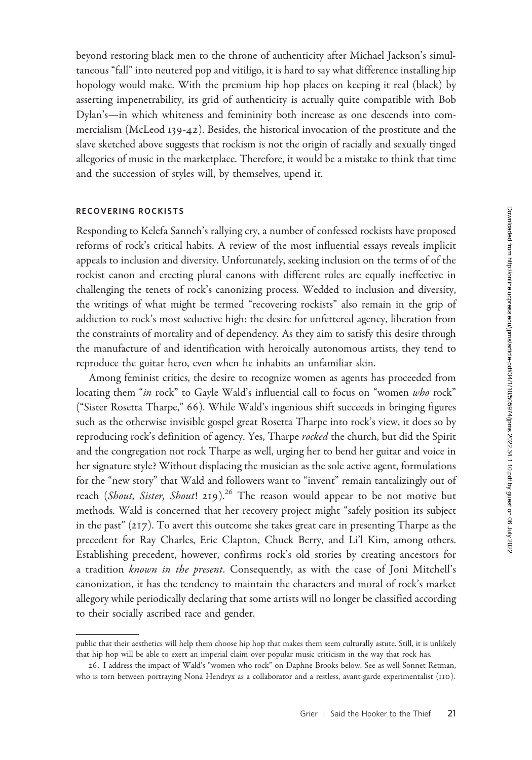beyond restoring black men to the throne of authenticity after Michael Jackson's simultaneous "fall" into neutered pop and vitiligo, it is hard to say what difference installing hip hopology would make. With the premium hip hop places on keeping it real (black) by asserting impenetrability, its grid of authenticity is actually quite compatible with Bob Dylan's—in which whiteness and femininity both increase as one descends into commercialism (McLeod 139-42). Besides, the historical invocation of the prostitute and the slave sketched above suggests that rockism is not the origin of racially and sexually tinged allegories of music in the marketplace. Therefore, it would be a mistake to think that time and the succession of styles will, by themselves, upend it.

## RECOVERING ROCKISTS

Responding to Kelefa Sanneh's rallying cry, a number of confessed rockists have proposed reforms of rock's critical habits. A review of the most influential essays reveals implicit appeals to inclusion and diversity. Unfortunately, seeking inclusion on the terms of of the rockist canon and erecting plural canons with different rules are equally ineffective in challenging the tenets of rock's canonizing process. Wedded to inclusion and diversity, the writings of what might be termed "recovering rockists" also remain in the grip of addiction to rock's most seductive high: the desire for unfettered agency, liberation from the constraints of mortality and of dependency. As they aim to satisfy this desire through the manufacture of and identification with heroically autonomous artists, they tend to reproduce the guitar hero, even when he inhabits an unfamiliar skin.

Among feminist critics, the desire to recognize women as agents has proceeded from locating them "*in* rock" to Gayle Wald's influential call to focus on "women *who* rock" ("Sister Rosetta Tharpe," 66). While Wald's ingenious shift succeeds in bringing figures such as the otherwise invisible gospel great Rosetta Tharpe into rock's view, it does so by reproducing rock's definition of agency. Yes, Tharpe *rocked* the church, but did the Spirit and the congregation not rock Tharpe as well, urging her to bend her guitar and voice in her signature style? Without displacing the musician as the sole active agent, formulations for the "new story" that Wald and followers want to "invent" remain tantalizingly out of reach (*Shout, Sister, Shout*! 219).[26] The reason would appear to be not motive but methods. Wald is concerned that her recovery project might "safely position its subject in the past" (217). To avert this outcome she takes great care in presenting Tharpe as the precedent for Ray Charles, Eric Clapton, Chuck Berry, and Li'l Kim, among others. Establishing precedent, however, confirms rock's old stories by creating ancestors for a tradition *known in the present*. Consequently, as with the case of Joni Mitchell's canonization, it has the tendency to maintain the characters and moral of rock's market allegory while periodically declaring that some artists will no longer be classified according to their socially ascribed race and gender.

---

public that their aesthetics will help them choose hip hop that makes them seem culturally astute. Still, it is unlikely that hip hop will be able to exert an imperial claim over popular music criticism in the way that rock has.

26. I address the impact of Wald's "women who rock" on Daphne Brooks below. See as well Sonnet Retman, who is torn between portraying Nona Hendryx as a collaborator and a restless, avant-garde experimentalist (110).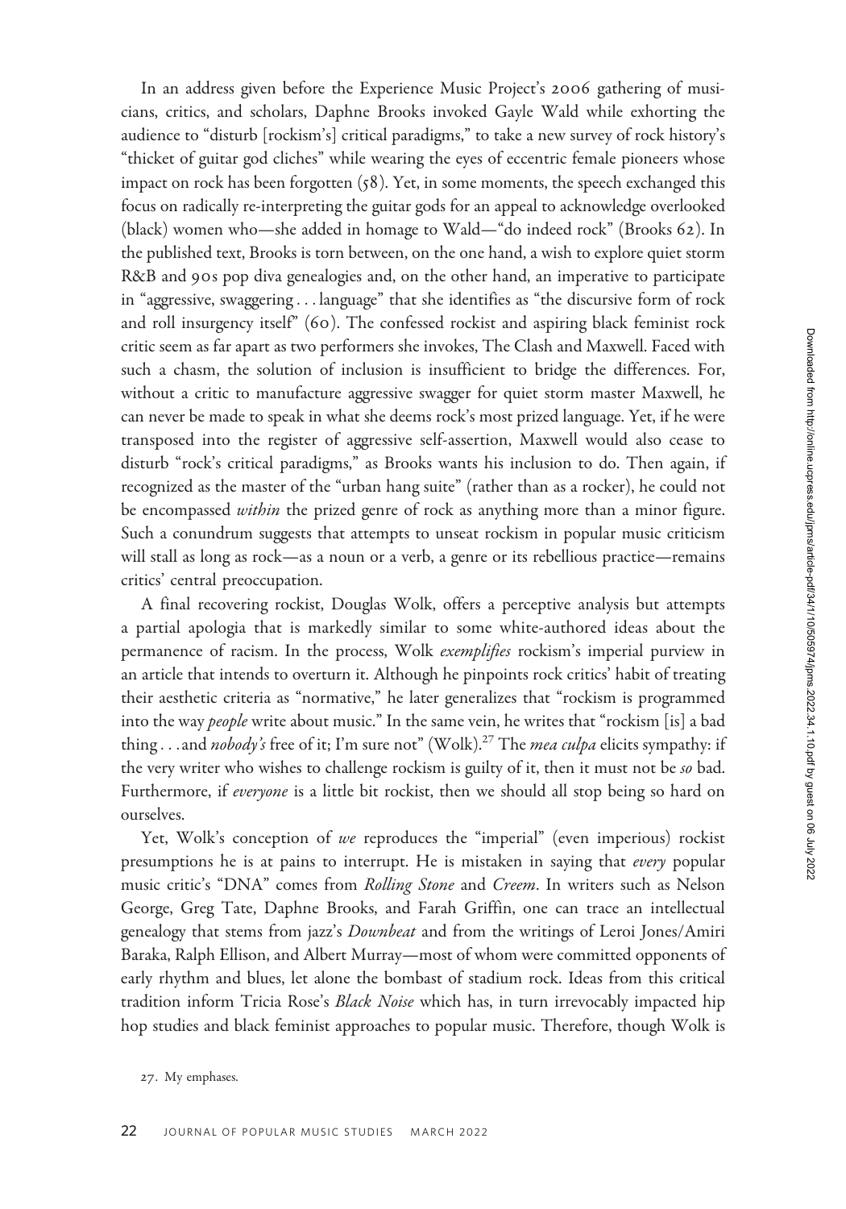In an address given before the Experience Music Project's 2006 gathering of musicians, critics, and scholars, Daphne Brooks invoked Gayle Wald while exhorting the audience to "disturb [rockism's] critical paradigms," to take a new survey of rock history's "thicket of guitar god cliches" while wearing the eyes of eccentric female pioneers whose impact on rock has been forgotten (58). Yet, in some moments, the speech exchanged this focus on radically re-interpreting the guitar gods for an appeal to acknowledge overlooked (black) women who—she added in homage to Wald—"do indeed rock" (Brooks 62). In the published text, Brooks is torn between, on the one hand, a wish to explore quiet storm R&B and 90s pop diva genealogies and, on the other hand, an imperative to participate in "aggressive, swaggering . . . language" that she identifies as "the discursive form of rock and roll insurgency itself" (60). The confessed rockist and aspiring black feminist rock critic seem as far apart as two performers she invokes, The Clash and Maxwell. Faced with such a chasm, the solution of inclusion is insufficient to bridge the differences. For, without a critic to manufacture aggressive swagger for quiet storm master Maxwell, he can never be made to speak in what she deems rock's most prized language. Yet, if he were transposed into the register of aggressive self-assertion, Maxwell would also cease to disturb "rock's critical paradigms," as Brooks wants his inclusion to do. Then again, if recognized as the master of the "urban hang suite" (rather than as a rocker), he could not be encompassed *within* the prized genre of rock as anything more than a minor figure. Such a conundrum suggests that attempts to unseat rockism in popular music criticism will stall as long as rock—as a noun or a verb, a genre or its rebellious practice—remains critics' central preoccupation.

A final recovering rockist, Douglas Wolk, offers a perceptive analysis but attempts a partial apologia that is markedly similar to some white-authored ideas about the permanence of racism. In the process, Wolk *exemplifies* rockism's imperial purview in an article that intends to overturn it. Although he pinpoints rock critics' habit of treating their aesthetic criteria as "normative," he later generalizes that "rockism is programmed into the way *people* write about music." In the same vein, he writes that "rockism [is] a bad thing . . . and *nobody's* free of it; I'm sure not" (Wolk).[27] The *mea culpa* elicits sympathy: if the very writer who wishes to challenge rockism is guilty of it, then it must not be *so* bad. Furthermore, if *everyone* is a little bit rockist, then we should all stop being so hard on ourselves.

Yet, Wolk's conception of *we* reproduces the "imperial" (even imperious) rockist presumptions he is at pains to interrupt. He is mistaken in saying that *every* popular music critic's "DNA" comes from *Rolling Stone* and *Creem*. In writers such as Nelson George, Greg Tate, Daphne Brooks, and Farah Griffin, one can trace an intellectual genealogy that stems from jazz's *Downbeat* and from the writings of Leroi Jones/Amiri Baraka, Ralph Ellison, and Albert Murray—most of whom were committed opponents of early rhythm and blues, let alone the bombast of stadium rock. Ideas from this critical tradition inform Tricia Rose's *Black Noise* which has, in turn irrevocably impacted hip hop studies and black feminist approaches to popular music. Therefore, though Wolk is

27. My emphases.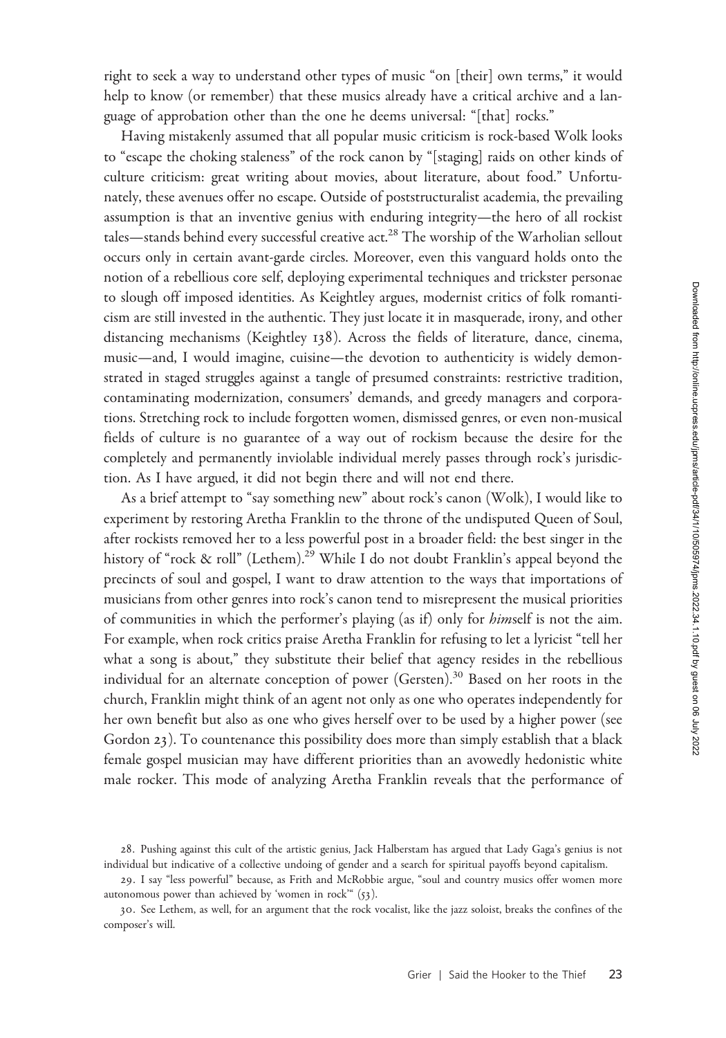right to seek a way to understand other types of music "on [their] own terms," it would help to know (or remember) that these musics already have a critical archive and a language of approbation other than the one he deems universal: "[that] rocks."

Having mistakenly assumed that all popular music criticism is rock-based Wolk looks to "escape the choking staleness" of the rock canon by "[staging] raids on other kinds of culture criticism: great writing about movies, about literature, about food." Unfortunately, these avenues offer no escape. Outside of poststructuralist academia, the prevailing assumption is that an inventive genius with enduring integrity—the hero of all rockist tales—stands behind every successful creative act.[28] The worship of the Warholian sellout occurs only in certain avant-garde circles. Moreover, even this vanguard holds onto the notion of a rebellious core self, deploying experimental techniques and trickster personae to slough off imposed identities. As Keightley argues, modernist critics of folk romanticism are still invested in the authentic. They just locate it in masquerade, irony, and other distancing mechanisms (Keightley 138). Across the fields of literature, dance, cinema, music—and, I would imagine, cuisine—the devotion to authenticity is widely demonstrated in staged struggles against a tangle of presumed constraints: restrictive tradition, contaminating modernization, consumers' demands, and greedy managers and corporations. Stretching rock to include forgotten women, dismissed genres, or even non-musical fields of culture is no guarantee of a way out of rockism because the desire for the completely and permanently inviolable individual merely passes through rock's jurisdiction. As I have argued, it did not begin there and will not end there.

As a brief attempt to "say something new" about rock's canon (Wolk), I would like to experiment by restoring Aretha Franklin to the throne of the undisputed Queen of Soul, after rockists removed her to a less powerful post in a broader field: the best singer in the history of "rock & roll" (Lethem).[29] While I do not doubt Franklin's appeal beyond the precincts of soul and gospel, I want to draw attention to the ways that importations of musicians from other genres into rock's canon tend to misrepresent the musical priorities of communities in which the performer's playing (as if) only for *him*self is not the aim. For example, when rock critics praise Aretha Franklin for refusing to let a lyricist "tell her what a song is about," they substitute their belief that agency resides in the rebellious individual for an alternate conception of power (Gersten).[30] Based on her roots in the church, Franklin might think of an agent not only as one who operates independently for her own benefit but also as one who gives herself over to be used by a higher power (see Gordon 23). To countenance this possibility does more than simply establish that a black female gospel musician may have different priorities than an avowedly hedonistic white male rocker. This mode of analyzing Aretha Franklin reveals that the performance of

28. Pushing against this cult of the artistic genius, Jack Halberstam has argued that Lady Gaga's genius is not individual but indicative of a collective undoing of gender and a search for spiritual payoffs beyond capitalism.

29. I say "less powerful" because, as Frith and McRobbie argue, "soul and country musics offer women more autonomous power than achieved by 'women in rock'" (53).

30. See Lethem, as well, for an argument that the rock vocalist, like the jazz soloist, breaks the confines of the composer's will.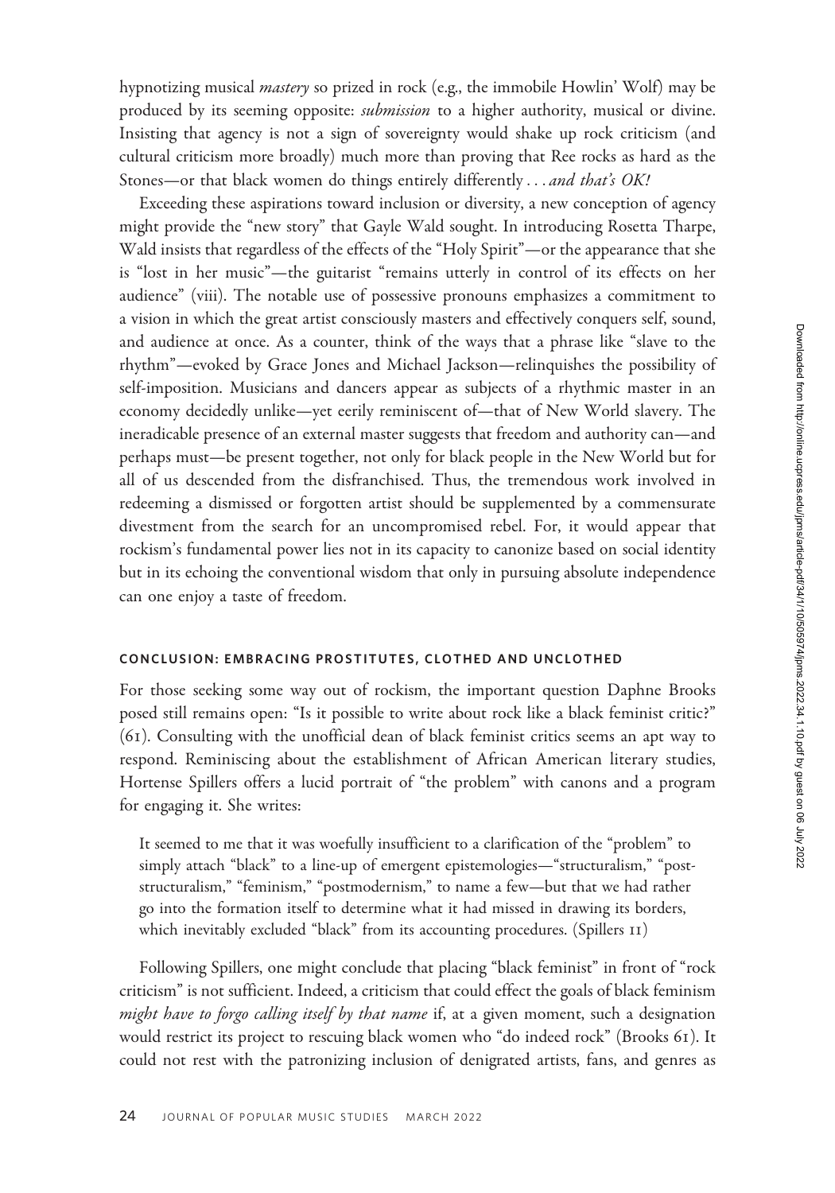hypnotizing musical *mastery* so prized in rock (e.g., the immobile Howlin' Wolf) may be produced by its seeming opposite: *submission* to a higher authority, musical or divine. Insisting that agency is not a sign of sovereignty would shake up rock criticism (and cultural criticism more broadly) much more than proving that Ree rocks as hard as the Stones—or that black women do things entirely differently . . . *and that's OK!*

Exceeding these aspirations toward inclusion or diversity, a new conception of agency might provide the "new story" that Gayle Wald sought. In introducing Rosetta Tharpe, Wald insists that regardless of the effects of the "Holy Spirit"—or the appearance that she is "lost in her music"—the guitarist "remains utterly in control of its effects on her audience" (viii). The notable use of possessive pronouns emphasizes a commitment to a vision in which the great artist consciously masters and effectively conquers self, sound, and audience at once. As a counter, think of the ways that a phrase like "slave to the rhythm"—evoked by Grace Jones and Michael Jackson—relinquishes the possibility of self-imposition. Musicians and dancers appear as subjects of a rhythmic master in an economy decidedly unlike—yet eerily reminiscent of—that of New World slavery. The ineradicable presence of an external master suggests that freedom and authority can—and perhaps must—be present together, not only for black people in the New World but for all of us descended from the disfranchised. Thus, the tremendous work involved in redeeming a dismissed or forgotten artist should be supplemented by a commensurate divestment from the search for an uncompromised rebel. For, it would appear that rockism's fundamental power lies not in its capacity to canonize based on social identity but in its echoing the conventional wisdom that only in pursuing absolute independence can one enjoy a taste of freedom.

## CONCLUSION: EMBRACING PROSTITUTES, CLOTHED AND UNCLOTHED

For those seeking some way out of rockism, the important question Daphne Brooks posed still remains open: "Is it possible to write about rock like a black feminist critic?" (61). Consulting with the unofficial dean of black feminist critics seems an apt way to respond. Reminiscing about the establishment of African American literary studies, Hortense Spillers offers a lucid portrait of "the problem" with canons and a program for engaging it. She writes:

> It seemed to me that it was woefully insufficient to a clarification of the "problem" to simply attach "black" to a line-up of emergent epistemologies—"structuralism," "post-structuralism," "feminism," "postmodernism," to name a few—but that we had rather go into the formation itself to determine what it had missed in drawing its borders, which inevitably excluded "black" from its accounting procedures. (Spillers 11)

Following Spillers, one might conclude that placing "black feminist" in front of "rock criticism" is not sufficient. Indeed, a criticism that could effect the goals of black feminism *might have to forgo calling itself by that name* if, at a given moment, such a designation would restrict its project to rescuing black women who "do indeed rock" (Brooks 61). It could not rest with the patronizing inclusion of denigrated artists, fans, and genres as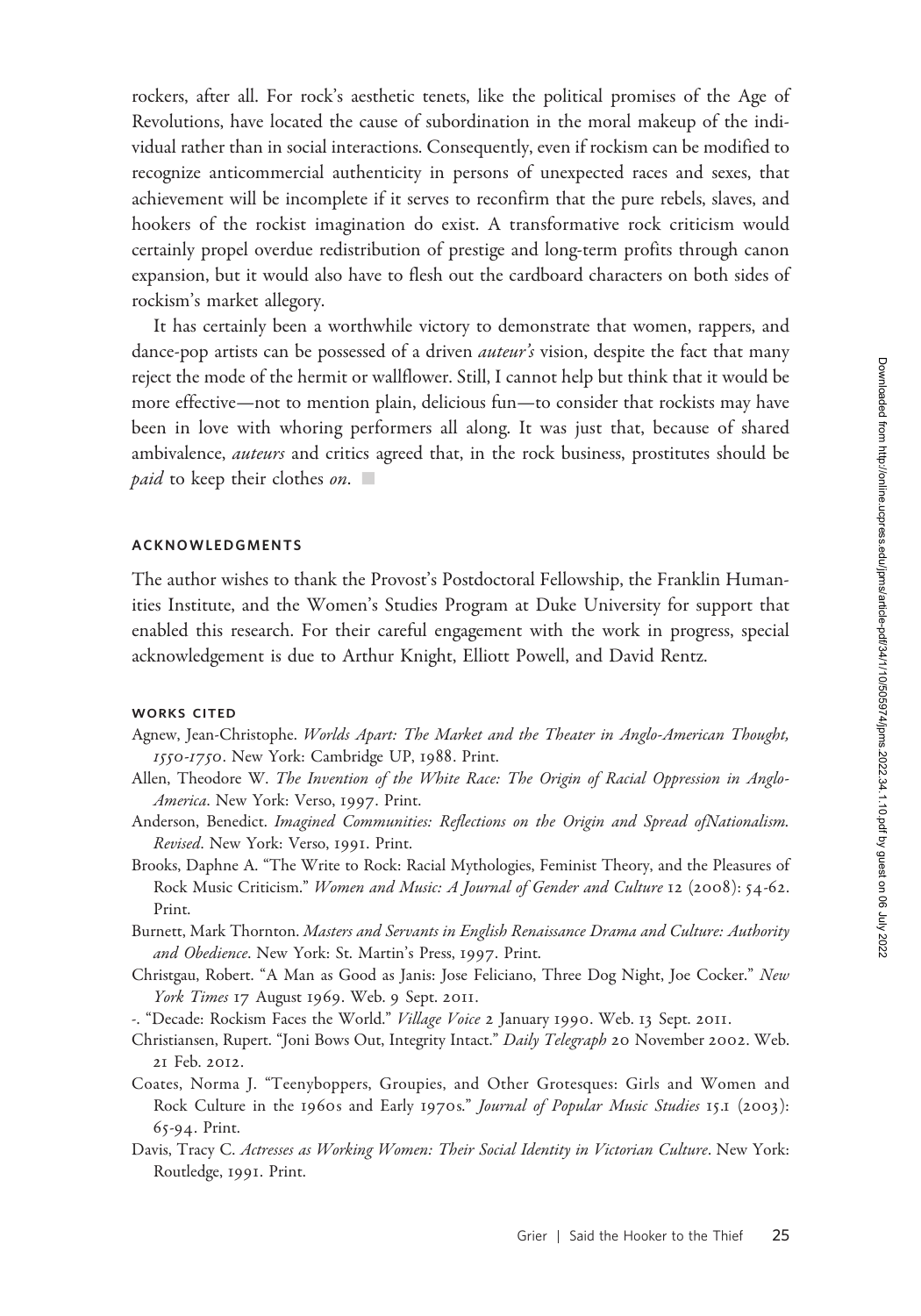rockers, after all. For rock's aesthetic tenets, like the political promises of the Age of Revolutions, have located the cause of subordination in the moral makeup of the individual rather than in social interactions. Consequently, even if rockism can be modified to recognize anticommercial authenticity in persons of unexpected races and sexes, that achievement will be incomplete if it serves to reconfirm that the pure rebels, slaves, and hookers of the rockist imagination do exist. A transformative rock criticism would certainly propel overdue redistribution of prestige and long-term profits through canon expansion, but it would also have to flesh out the cardboard characters on both sides of rockism's market allegory.

It has certainly been a worthwhile victory to demonstrate that women, rappers, and dance-pop artists can be possessed of a driven *auteur's* vision, despite the fact that many reject the mode of the hermit or wallflower. Still, I cannot help but think that it would be more effective—not to mention plain, delicious fun—to consider that rockists may have been in love with whoring performers all along. It was just that, because of shared ambivalence, *auteurs* and critics agreed that, in the rock business, prostitutes should be *paid* to keep their clothes *on*. ■

## ACKNOWLEDGMENTS

The author wishes to thank the Provost's Postdoctoral Fellowship, the Franklin Humanities Institute, and the Women's Studies Program at Duke University for support that enabled this research. For their careful engagement with the work in progress, special acknowledgement is due to Arthur Knight, Elliott Powell, and David Rentz.

## WORKS CITED

Agnew, Jean-Christophe. *Worlds Apart: The Market and the Theater in Anglo-American Thought, 1550-1750*. New York: Cambridge UP, 1988. Print.

Allen, Theodore W. *The Invention of the White Race: The Origin of Racial Oppression in Anglo-America*. New York: Verso, 1997. Print.

Anderson, Benedict. *Imagined Communities: Reflections on the Origin and Spread ofNationalism. Revised*. New York: Verso, 1991. Print.

Brooks, Daphne A. "The Write to Rock: Racial Mythologies, Feminist Theory, and the Pleasures of Rock Music Criticism." *Women and Music: A Journal of Gender and Culture* 12 (2008): 54-62. Print.

Burnett, Mark Thornton. *Masters and Servants in English Renaissance Drama and Culture: Authority and Obedience*. New York: St. Martin's Press, 1997. Print.

Christgau, Robert. "A Man as Good as Janis: Jose Feliciano, Three Dog Night, Joe Cocker." *New York Times* 17 August 1969. Web. 9 Sept. 2011.

-. "Decade: Rockism Faces the World." *Village Voice* 2 January 1990. Web. 13 Sept. 2011.

Christiansen, Rupert. "Joni Bows Out, Integrity Intact." *Daily Telegraph* 20 November 2002. Web. 21 Feb. 2012.

Coates, Norma J. "Teenyboppers, Groupies, and Other Grotesques: Girls and Women and Rock Culture in the 1960s and Early 1970s." *Journal of Popular Music Studies* 15.1 (2003): 65-94. Print.

Davis, Tracy C. *Actresses as Working Women: Their Social Identity in Victorian Culture*. New York: Routledge, 1991. Print.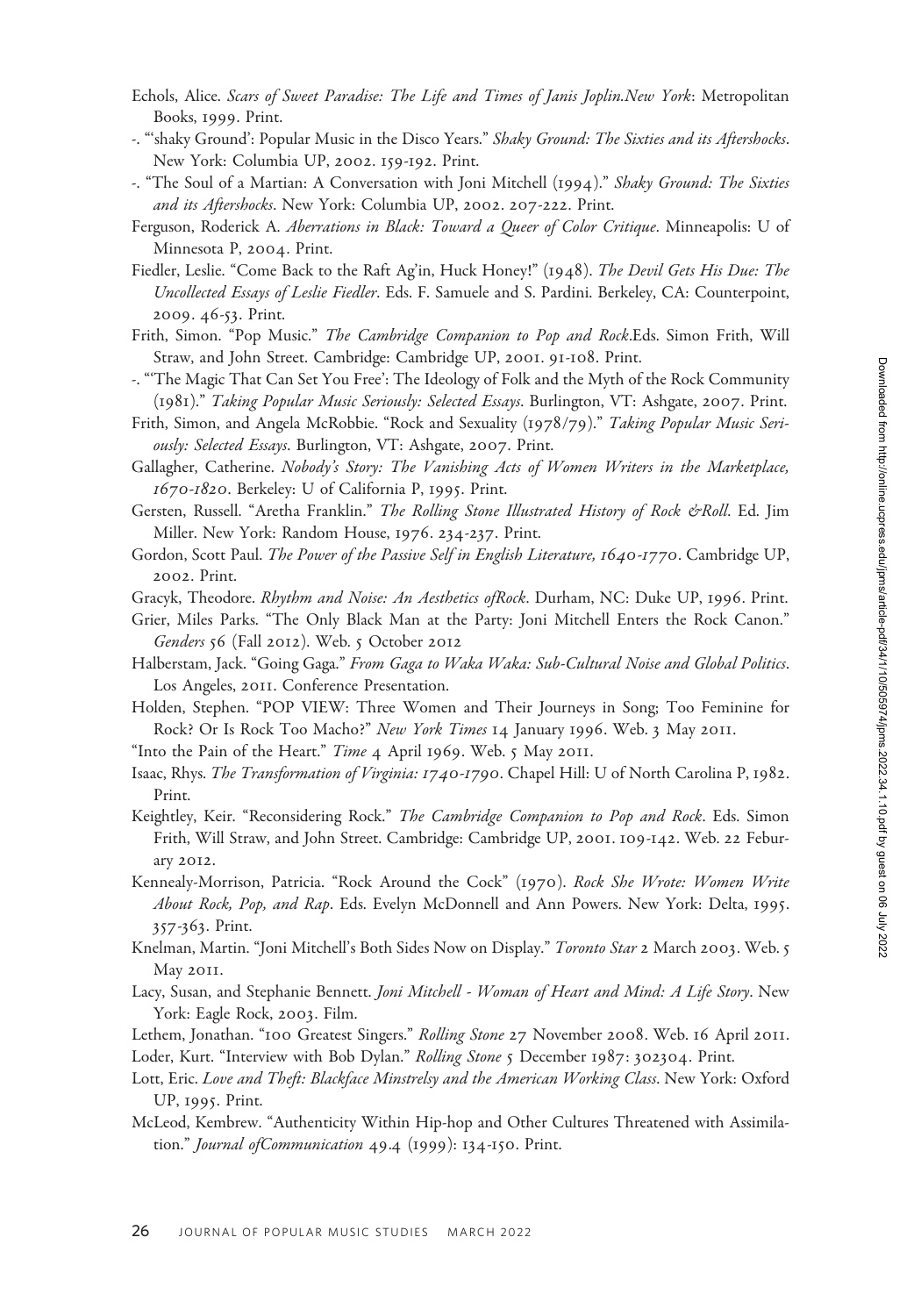Echols, Alice. *Scars of Sweet Paradise: The Life and Times of Janis Joplin.New York*: Metropolitan Books, 1999. Print.

-. "'shaky Ground': Popular Music in the Disco Years." *Shaky Ground: The Sixties and its Aftershocks*. New York: Columbia UP, 2002. 159-192. Print.

-. "The Soul of a Martian: A Conversation with Joni Mitchell (1994)." *Shaky Ground: The Sixties and its Aftershocks*. New York: Columbia UP, 2002. 207-222. Print.

Ferguson, Roderick A. *Aberrations in Black: Toward a Queer of Color Critique*. Minneapolis: U of Minnesota P, 2004. Print.

Fiedler, Leslie. "Come Back to the Raft Ag'in, Huck Honey!" (1948). *The Devil Gets His Due: The Uncollected Essays of Leslie Fiedler*. Eds. F. Samuele and S. Pardini. Berkeley, CA: Counterpoint, 2009. 46-53. Print.

Frith, Simon. "Pop Music." *The Cambridge Companion to Pop and Rock*.Eds. Simon Frith, Will Straw, and John Street. Cambridge: Cambridge UP, 2001. 91-108. Print.

-. "'The Magic That Can Set You Free': The Ideology of Folk and the Myth of the Rock Community (1981)." *Taking Popular Music Seriously: Selected Essays*. Burlington, VT: Ashgate, 2007. Print.

Frith, Simon, and Angela McRobbie. "Rock and Sexuality (1978/79)." *Taking Popular Music Seriously: Selected Essays*. Burlington, VT: Ashgate, 2007. Print.

Gallagher, Catherine. *Nobody's Story: The Vanishing Acts of Women Writers in the Marketplace, 1670-1820*. Berkeley: U of California P, 1995. Print.

Gersten, Russell. "Aretha Franklin." *The Rolling Stone Illustrated History of Rock &Roll*. Ed. Jim Miller. New York: Random House, 1976. 234-237. Print.

Gordon, Scott Paul. *The Power of the Passive Self in English Literature, 1640-1770*. Cambridge UP, 2002. Print.

Gracyk, Theodore. *Rhythm and Noise: An Aesthetics ofRock*. Durham, NC: Duke UP, 1996. Print.

Grier, Miles Parks. "The Only Black Man at the Party: Joni Mitchell Enters the Rock Canon." *Genders* 56 (Fall 2012). Web. 5 October 2012

Halberstam, Jack. "Going Gaga." *From Gaga to Waka Waka: Sub-Cultural Noise and Global Politics*. Los Angeles, 2011. Conference Presentation.

Holden, Stephen. "POP VIEW: Three Women and Their Journeys in Song; Too Feminine for Rock? Or Is Rock Too Macho?" *New York Times* 14 January 1996. Web. 3 May 2011.

"Into the Pain of the Heart." *Time* 4 April 1969. Web. 5 May 2011.

Isaac, Rhys. *The Transformation of Virginia: 1740-1790*. Chapel Hill: U of North Carolina P, 1982. Print.

Keightley, Keir. "Reconsidering Rock." *The Cambridge Companion to Pop and Rock*. Eds. Simon Frith, Will Straw, and John Street. Cambridge: Cambridge UP, 2001. 109-142. Web. 22 Feburary 2012.

Kennealy-Morrison, Patricia. "Rock Around the Cock" (1970). *Rock She Wrote: Women Write About Rock, Pop, and Rap*. Eds. Evelyn McDonnell and Ann Powers. New York: Delta, 1995. 357-363. Print.

Knelman, Martin. "Joni Mitchell's Both Sides Now on Display." *Toronto Star* 2 March 2003. Web. 5 May 2011.

Lacy, Susan, and Stephanie Bennett. *Joni Mitchell - Woman of Heart and Mind: A Life Story*. New York: Eagle Rock, 2003. Film.

Lethem, Jonathan. "100 Greatest Singers." *Rolling Stone* 27 November 2008. Web. 16 April 2011.

Loder, Kurt. "Interview with Bob Dylan." *Rolling Stone* 5 December 1987: 302304. Print.

Lott, Eric. *Love and Theft: Blackface Minstrelsy and the American Working Class*. New York: Oxford UP, 1995. Print.

McLeod, Kembrew. "Authenticity Within Hip-hop and Other Cultures Threatened with Assimilation." *Journal ofCommunication* 49.4 (1999): 134-150. Print.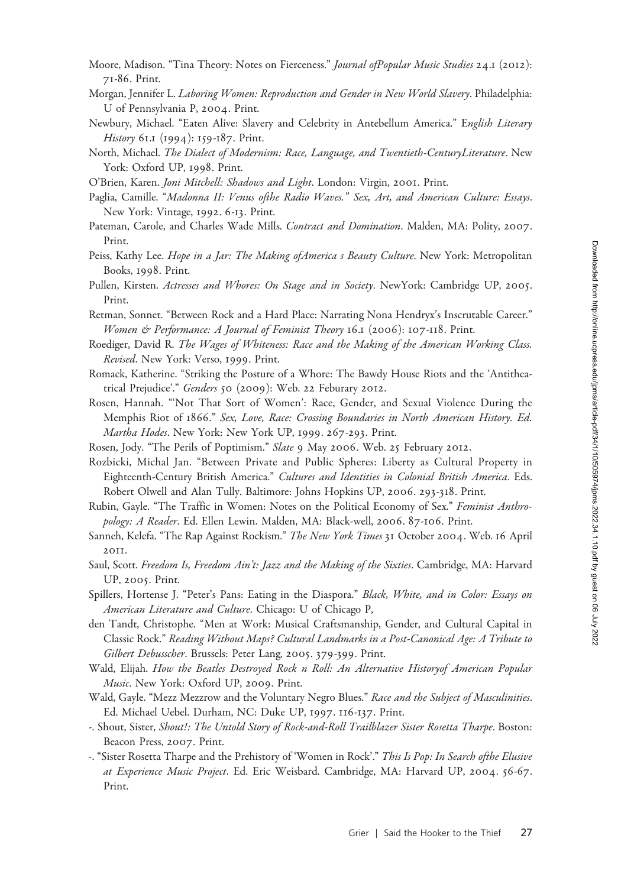Moore, Madison. "Tina Theory: Notes on Fierceness." *Journal ofPopular Music Studies* 24.1 (2012): 71-86. Print.

Morgan, Jennifer L. *Laboring Women: Reproduction and Gender in New World Slavery*. Philadelphia: U of Pennsylvania P, 2004. Print.

Newbury, Michael. "Eaten Alive: Slavery and Celebrity in Antebellum America." *English Literary History* 61.1 (1994): 159-187. Print.

North, Michael. *The Dialect of Modernism: Race, Language, and Twentieth-CenturyLiterature*. New York: Oxford UP, 1998. Print.

O'Brien, Karen. *Joni Mitchell: Shadows and Light*. London: Virgin, 2001. Print.

Paglia, Camille. "*Madonna II: Venus ofthe Radio Waves.*" *Sex, Art, and American Culture: Essays*. New York: Vintage, 1992. 6-13. Print.

Pateman, Carole, and Charles Wade Mills. *Contract and Domination*. Malden, MA: Polity, 2007. Print.

Peiss, Kathy Lee. *Hope in a Jar: The Making ofAmerica s Beauty Culture*. New York: Metropolitan Books, 1998. Print.

Pullen, Kirsten. *Actresses and Whores: On Stage and in Society*. NewYork: Cambridge UP, 2005. Print.

Retman, Sonnet. "Between Rock and a Hard Place: Narrating Nona Hendryx's Inscrutable Career." *Women & Performance: A Journal of Feminist Theory* 16.1 (2006): 107-118. Print.

Roediger, David R. *The Wages of Whiteness: Race and the Making of the American Working Class. Revised*. New York: Verso, 1999. Print.

Romack, Katherine. "Striking the Posture of a Whore: The Bawdy House Riots and the 'Antitheatrical Prejudice'." *Genders* 50 (2009): Web. 22 Feburary 2012.

Rosen, Hannah. "'Not That Sort of Women': Race, Gender, and Sexual Violence During the Memphis Riot of 1866." *Sex, Love, Race: Crossing Boundaries in North American History. Ed. Martha Hodes*. New York: New York UP, 1999. 267-293. Print.

Rosen, Jody. "The Perils of Poptimism." *Slate* 9 May 2006. Web. 25 February 2012.

Rozbicki, Michal Jan. "Between Private and Public Spheres: Liberty as Cultural Property in Eighteenth-Century British America." *Cultures and Identities in Colonial British America*. Eds. Robert Olwell and Alan Tully. Baltimore: Johns Hopkins UP, 2006. 293-318. Print.

Rubin, Gayle. "The Traffic in Women: Notes on the Political Economy of Sex." *Feminist Anthropology: A Reader*. Ed. Ellen Lewin. Malden, MA: Black-well, 2006. 87-106. Print.

Sanneh, Kelefa. "The Rap Against Rockism." *The New York Times* 31 October 2004. Web. 16 April 2011.

Saul, Scott. *Freedom Is, Freedom Ain't: Jazz and the Making of the Sixties*. Cambridge, MA: Harvard UP, 2005. Print.

Spillers, Hortense J. "Peter's Pans: Eating in the Diaspora." *Black, White, and in Color: Essays on American Literature and Culture*. Chicago: U of Chicago P,

den Tandt, Christophe. "Men at Work: Musical Craftsmanship, Gender, and Cultural Capital in Classic Rock." *Reading Without Maps? Cultural Landmarks in a Post-Canonical Age: A Tribute to Gilbert Debusscher*. Brussels: Peter Lang, 2005. 379-399. Print.

Wald, Elijah. *How the Beatles Destroyed Rock n Roll: An Alternative Historyof American Popular Music*. New York: Oxford UP, 2009. Print.

Wald, Gayle. "Mezz Mezzrow and the Voluntary Negro Blues." *Race and the Subject of Masculinities*. Ed. Michael Uebel. Durham, NC: Duke UP, 1997. 116-137. Print.

-. Shout, Sister, *Shout!: The Untold Story of Rock-and-Roll Trailblazer Sister Rosetta Tharpe*. Boston: Beacon Press, 2007. Print.

-. "Sister Rosetta Tharpe and the Prehistory of 'Women in Rock'." *This Is Pop: In Search ofthe Elusive at Experience Music Project*. Ed. Eric Weisbard. Cambridge, MA: Harvard UP, 2004. 56-67. Print.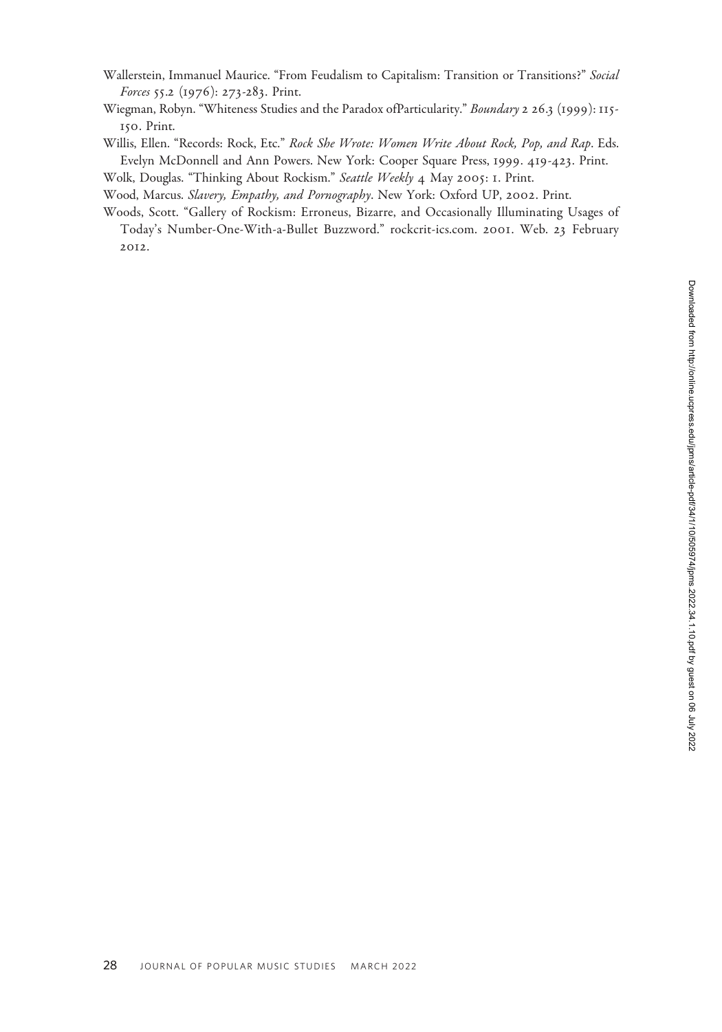Wallerstein, Immanuel Maurice. "From Feudalism to Capitalism: Transition or Transitions?" *Social Forces* 55.2 (1976): 273-283. Print.

Wiegman, Robyn. "Whiteness Studies and the Paradox ofParticularity." *Boundary* 2 26.3 (1999): 115-150. Print.

Willis, Ellen. "Records: Rock, Etc." *Rock She Wrote: Women Write About Rock, Pop, and Rap*. Eds. Evelyn McDonnell and Ann Powers. New York: Cooper Square Press, 1999. 419-423. Print.

Wolk, Douglas. "Thinking About Rockism." *Seattle Weekly* 4 May 2005: 1. Print.

Wood, Marcus. *Slavery, Empathy, and Pornography*. New York: Oxford UP, 2002. Print.

Woods, Scott. "Gallery of Rockism: Erroneus, Bizarre, and Occasionally Illuminating Usages of Today's Number-One-With-a-Bullet Buzzword." rockcrit-ics.com. 2001. Web. 23 February 2012.